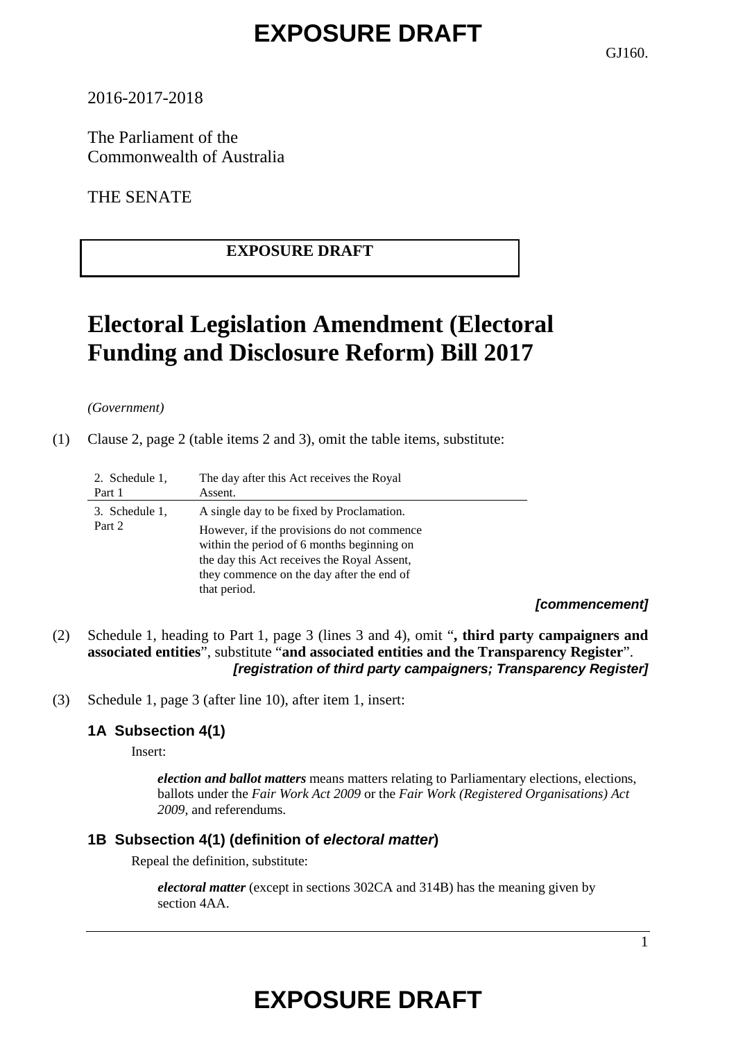# EXPOSURE DRAFT

GJ160.

2016-2017-2018

The Parliament of the Commonwealth of Australia

THE SENATE

**EXPOSURE DRAFT**

# Electoral Legislation Amendment (Electoral Funding and Disclosure Reform) Bill 2017

*(Government)*

(1) Clause 2, page 2 (table items 2 and 3), omit the table items, substitute:

| | |
|---|---|
| 2. Schedule 1, Part 1 | The day after this Act receives the Royal Assent. |
| 3. Schedule 1, Part 2 | A single day to be fixed by Proclamation. However, if the provisions do not commence within the period of 6 months beginning on the day this Act receives the Royal Assent, they commence on the day after the end of that period. |

***[commencement]***

(2) Schedule 1, heading to Part 1, page 3 (lines 3 and 4), omit "**, third party campaigners and associated entities**", substitute "**and associated entities and the Transparency Register**".
***[registration of third party campaigners; Transparency Register]***

(3) Schedule 1, page 3 (after line 10), after item 1, insert:

### 1A Subsection 4(1)

Insert:

> ***election and ballot matters*** means matters relating to Parliamentary elections, elections, ballots under the *Fair Work Act 2009* or the *Fair Work (Registered Organisations) Act 2009*, and referendums.

### 1B Subsection 4(1) (definition of *electoral matter*)

Repeal the definition, substitute:

> ***electoral matter*** (except in sections 302CA and 314B) has the meaning given by section 4AA.

# EXPOSURE DRAFT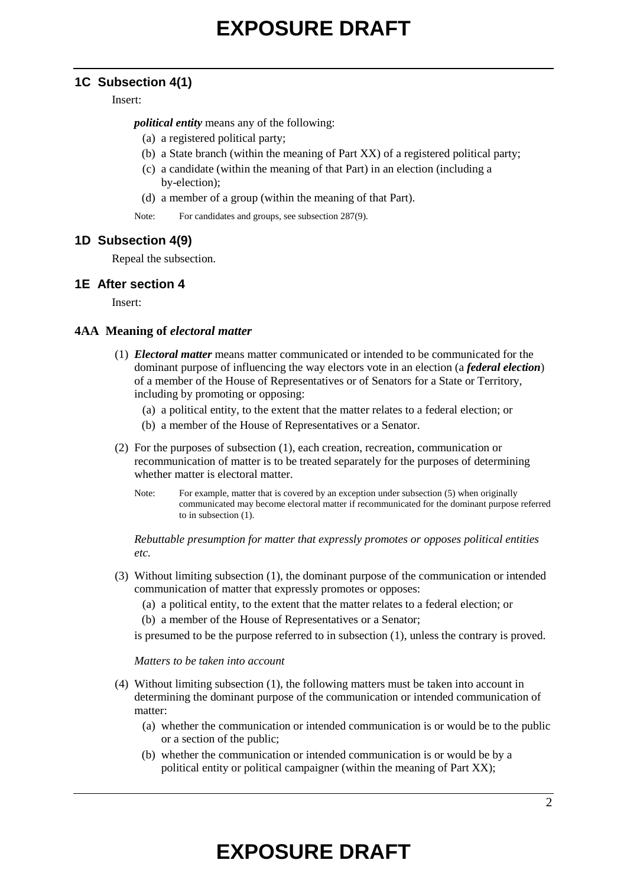### 1C Subsection 4(1)

Insert:

***political entity*** means any of the following:

(a) a registered political party;

(b) a State branch (within the meaning of Part XX) of a registered political party;

(c) a candidate (within the meaning of that Part) in an election (including a by-election);

(d) a member of a group (within the meaning of that Part).

Note: For candidates and groups, see subsection 287(9).

### 1D Subsection 4(9)

Repeal the subsection.

### 1E After section 4

Insert:

#### 4AA Meaning of *electoral matter*

(1) ***Electoral matter*** means matter communicated or intended to be communicated for the dominant purpose of influencing the way electors vote in an election (a ***federal election***) of a member of the House of Representatives or of Senators for a State or Territory, including by promoting or opposing:

(a) a political entity, to the extent that the matter relates to a federal election; or

(b) a member of the House of Representatives or a Senator.

(2) For the purposes of subsection (1), each creation, recreation, communication or recommunication of matter is to be treated separately for the purposes of determining whether matter is electoral matter.

Note: For example, matter that is covered by an exception under subsection (5) when originally communicated may become electoral matter if recommunicated for the dominant purpose referred to in subsection (1).

*Rebuttable presumption for matter that expressly promotes or opposes political entities etc.*

(3) Without limiting subsection (1), the dominant purpose of the communication or intended communication of matter that expressly promotes or opposes:

(a) a political entity, to the extent that the matter relates to a federal election; or

(b) a member of the House of Representatives or a Senator;

is presumed to be the purpose referred to in subsection (1), unless the contrary is proved.

*Matters to be taken into account*

(4) Without limiting subsection (1), the following matters must be taken into account in determining the dominant purpose of the communication or intended communication of matter:

(a) whether the communication or intended communication is or would be to the public or a section of the public;

(b) whether the communication or intended communication is or would be by a political entity or political campaigner (within the meaning of Part XX);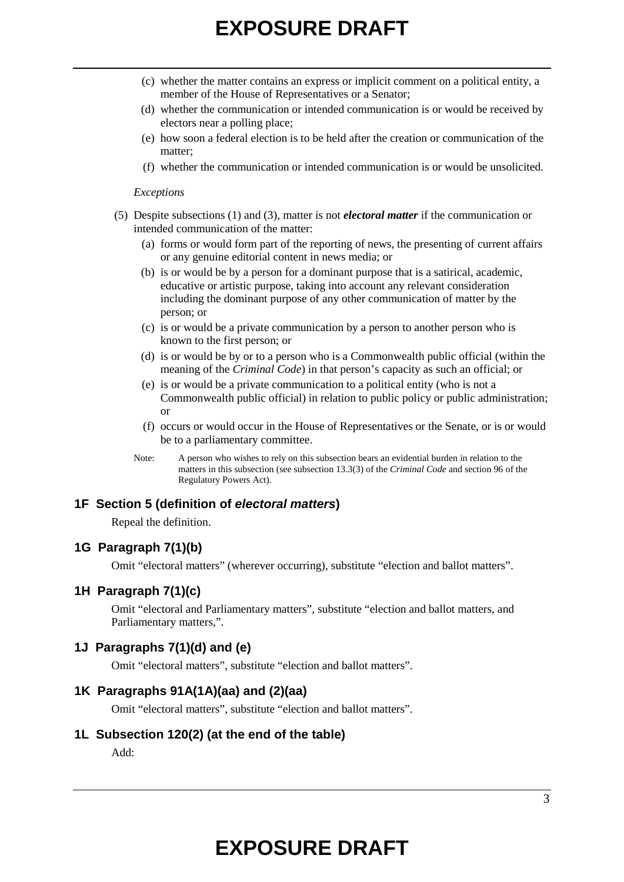(c) whether the matter contains an express or implicit comment on a political entity, a member of the House of Representatives or a Senator;

(d) whether the communication or intended communication is or would be received by electors near a polling place;

(e) how soon a federal election is to be held after the creation or communication of the matter;

(f) whether the communication or intended communication is or would be unsolicited.

*Exceptions*

(5) Despite subsections (1) and (3), matter is not ***electoral matter*** if the communication or intended communication of the matter:

(a) forms or would form part of the reporting of news, the presenting of current affairs or any genuine editorial content in news media; or

(b) is or would be by a person for a dominant purpose that is a satirical, academic, educative or artistic purpose, taking into account any relevant consideration including the dominant purpose of any other communication of matter by the person; or

(c) is or would be a private communication by a person to another person who is known to the first person; or

(d) is or would be by or to a person who is a Commonwealth public official (within the meaning of the *Criminal Code*) in that person's capacity as such an official; or

(e) is or would be a private communication to a political entity (who is not a Commonwealth public official) in relation to public policy or public administration; or

(f) occurs or would occur in the House of Representatives or the Senate, or is or would be to a parliamentary committee.

Note: A person who wishes to rely on this subsection bears an evidential burden in relation to the matters in this subsection (see subsection 13.3(3) of the *Criminal Code* and section 96 of the Regulatory Powers Act).

### 1F Section 5 (definition of *electoral matters*)

Repeal the definition.

### 1G Paragraph 7(1)(b)

Omit "electoral matters" (wherever occurring), substitute "election and ballot matters".

### 1H Paragraph 7(1)(c)

Omit "electoral and Parliamentary matters", substitute "election and ballot matters, and Parliamentary matters,".

### 1J Paragraphs 7(1)(d) and (e)

Omit "electoral matters", substitute "election and ballot matters".

### 1K Paragraphs 91A(1A)(aa) and (2)(aa)

Omit "electoral matters", substitute "election and ballot matters".

### 1L Subsection 120(2) (at the end of the table)

Add: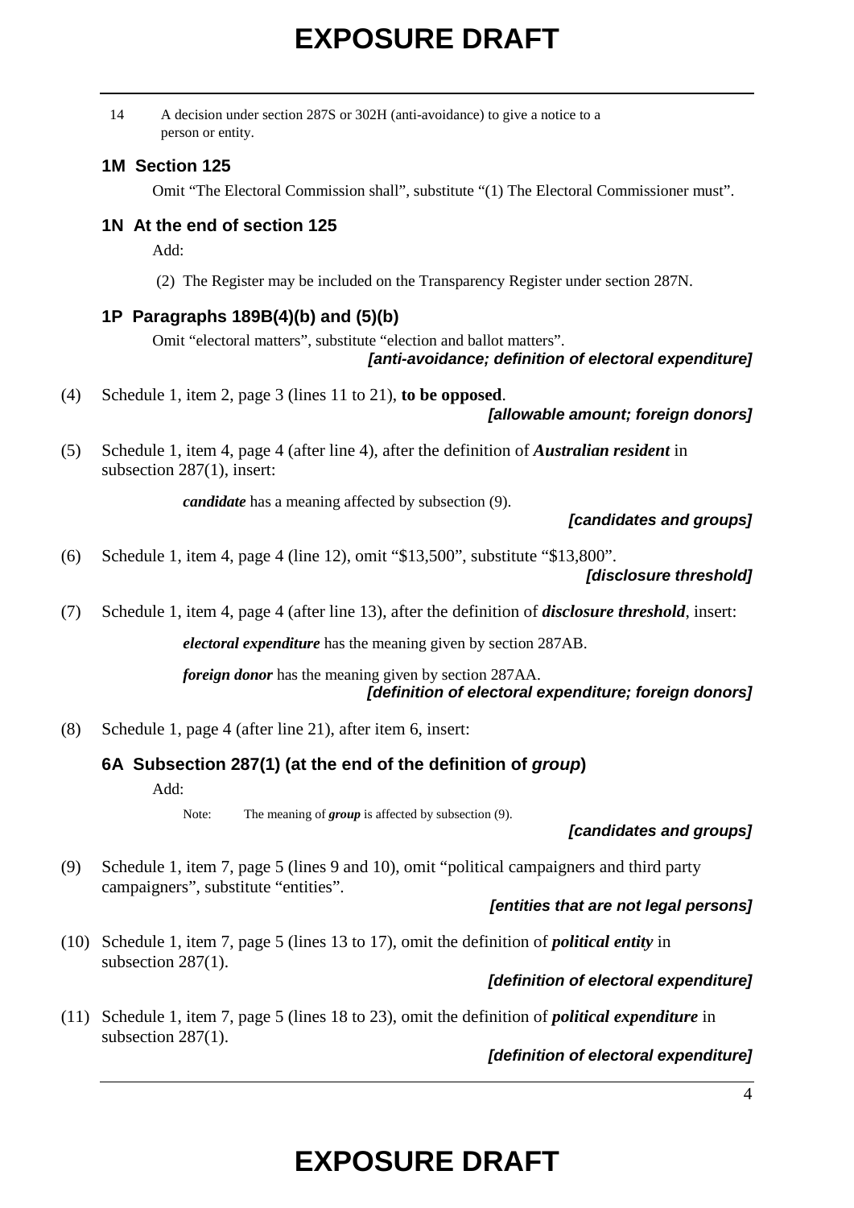14 A decision under section 287S or 302H (anti-avoidance) to give a notice to a person or entity.

### 1M Section 125

Omit "The Electoral Commission shall", substitute "(1) The Electoral Commissioner must".

### 1N At the end of section 125

Add:

(2) The Register may be included on the Transparency Register under section 287N.

### 1P Paragraphs 189B(4)(b) and (5)(b)

Omit "electoral matters", substitute "election and ballot matters".

***[anti-avoidance; definition of electoral expenditure]***

(4) Schedule 1, item 2, page 3 (lines 11 to 21), **to be opposed**.

***[allowable amount; foreign donors]***

(5) Schedule 1, item 4, page 4 (after line 4), after the definition of ***Australian resident*** in subsection 287(1), insert:

***candidate*** has a meaning affected by subsection (9).

***[candidates and groups]***

(6) Schedule 1, item 4, page 4 (line 12), omit "$13,500", substitute "$13,800".

***[disclosure threshold]***

(7) Schedule 1, item 4, page 4 (after line 13), after the definition of ***disclosure threshold***, insert:

***electoral expenditure*** has the meaning given by section 287AB.

***foreign donor*** has the meaning given by section 287AA.

***[definition of electoral expenditure; foreign donors]***

(8) Schedule 1, page 4 (after line 21), after item 6, insert:

### 6A Subsection 287(1) (at the end of the definition of *group*)

Add:

Note: The meaning of ***group*** is affected by subsection (9).

***[candidates and groups]***

(9) Schedule 1, item 7, page 5 (lines 9 and 10), omit "political campaigners and third party campaigners", substitute "entities".

***[entities that are not legal persons]***

(10) Schedule 1, item 7, page 5 (lines 13 to 17), omit the definition of ***political entity*** in subsection 287(1).

***[definition of electoral expenditure]***

(11) Schedule 1, item 7, page 5 (lines 18 to 23), omit the definition of ***political expenditure*** in subsection 287(1).

***[definition of electoral expenditure]***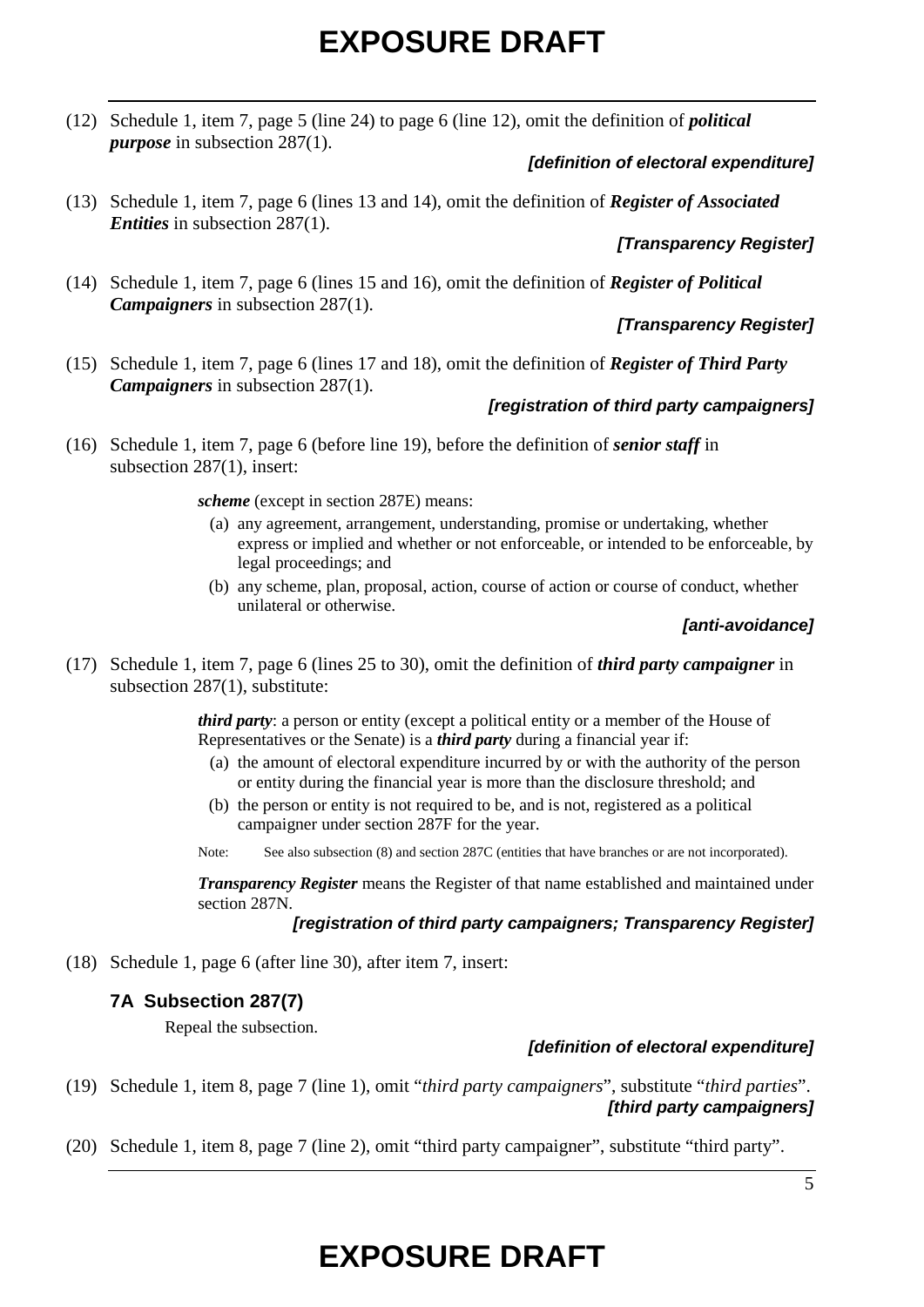(12) Schedule 1, item 7, page 5 (line 24) to page 6 (line 12), omit the definition of ***political purpose*** in subsection 287(1).

***[definition of electoral expenditure]***

(13) Schedule 1, item 7, page 6 (lines 13 and 14), omit the definition of ***Register of Associated Entities*** in subsection 287(1).

***[Transparency Register]***

(14) Schedule 1, item 7, page 6 (lines 15 and 16), omit the definition of ***Register of Political Campaigners*** in subsection 287(1).

***[Transparency Register]***

(15) Schedule 1, item 7, page 6 (lines 17 and 18), omit the definition of ***Register of Third Party Campaigners*** in subsection 287(1).

***[registration of third party campaigners]***

(16) Schedule 1, item 7, page 6 (before line 19), before the definition of ***senior staff*** in subsection 287(1), insert:

> ***scheme*** (except in section 287E) means:
>
> (a) any agreement, arrangement, understanding, promise or undertaking, whether express or implied and whether or not enforceable, or intended to be enforceable, by legal proceedings; and
>
> (b) any scheme, plan, proposal, action, course of action or course of conduct, whether unilateral or otherwise.

***[anti-avoidance]***

(17) Schedule 1, item 7, page 6 (lines 25 to 30), omit the definition of ***third party campaigner*** in subsection 287(1), substitute:

> ***third party***: a person or entity (except a political entity or a member of the House of Representatives or the Senate) is a ***third party*** during a financial year if:
>
> (a) the amount of electoral expenditure incurred by or with the authority of the person or entity during the financial year is more than the disclosure threshold; and
>
> (b) the person or entity is not required to be, and is not, registered as a political campaigner under section 287F for the year.
>
> Note: See also subsection (8) and section 287C (entities that have branches or are not incorporated).
>
> ***Transparency Register*** means the Register of that name established and maintained under section 287N.

***[registration of third party campaigners; Transparency Register]***

(18) Schedule 1, page 6 (after line 30), after item 7, insert:

### 7A Subsection 287(7)

Repeal the subsection.

***[definition of electoral expenditure]***

(19) Schedule 1, item 8, page 7 (line 1), omit "*third party campaigners*", substitute "*third parties*".

***[third party campaigners]***

(20) Schedule 1, item 8, page 7 (line 2), omit "third party campaigner", substitute "third party".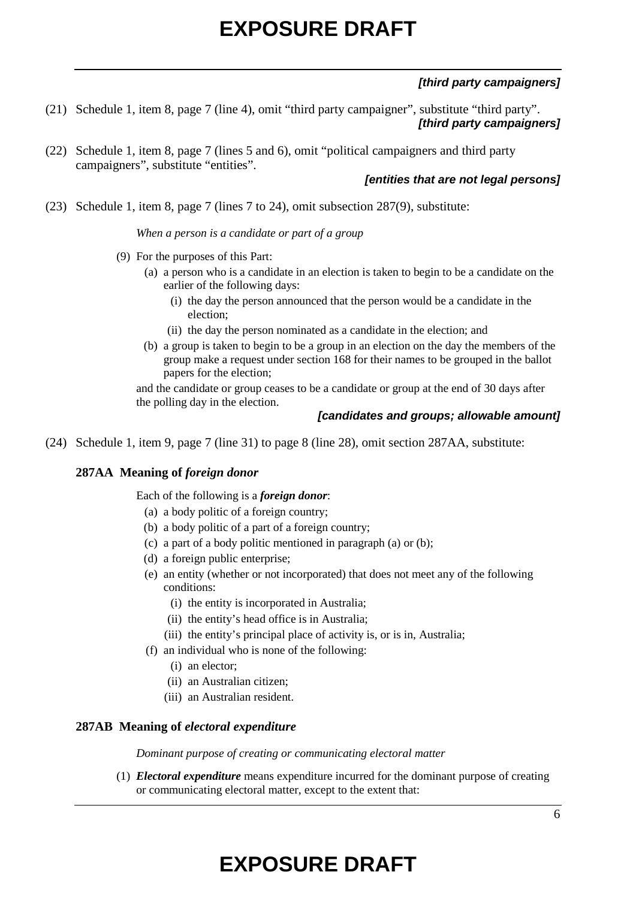*[third party campaigners]*

(21) Schedule 1, item 8, page 7 (line 4), omit "third party campaigner", substitute "third party".

*[third party campaigners]*

(22) Schedule 1, item 8, page 7 (lines 5 and 6), omit "political campaigners and third party campaigners", substitute "entities".

*[entities that are not legal persons]*

(23) Schedule 1, item 8, page 7 (lines 7 to 24), omit subsection 287(9), substitute:

*When a person is a candidate or part of a group*

(9) For the purposes of this Part:

- (a) a person who is a candidate in an election is taken to begin to be a candidate on the earlier of the following days:
  - (i) the day the person announced that the person would be a candidate in the election;
  - (ii) the day the person nominated as a candidate in the election; and
- (b) a group is taken to begin to be a group in an election on the day the members of the group make a request under section 168 for their names to be grouped in the ballot papers for the election;

and the candidate or group ceases to be a candidate or group at the end of 30 days after the polling day in the election.

*[candidates and groups; allowable amount]*

(24) Schedule 1, item 9, page 7 (line 31) to page 8 (line 28), omit section 287AA, substitute:

**287AA Meaning of *foreign donor***

Each of the following is a ***foreign donor***:

- (a) a body politic of a foreign country;
- (b) a body politic of a part of a foreign country;
- (c) a part of a body politic mentioned in paragraph (a) or (b);
- (d) a foreign public enterprise;
- (e) an entity (whether or not incorporated) that does not meet any of the following conditions:
  - (i) the entity is incorporated in Australia;
  - (ii) the entity's head office is in Australia;
  - (iii) the entity's principal place of activity is, or is in, Australia;
- (f) an individual who is none of the following:
  - (i) an elector;
  - (ii) an Australian citizen;
  - (iii) an Australian resident.

**287AB Meaning of *electoral expenditure***

*Dominant purpose of creating or communicating electoral matter*

(1) ***Electoral expenditure*** means expenditure incurred for the dominant purpose of creating or communicating electoral matter, except to the extent that: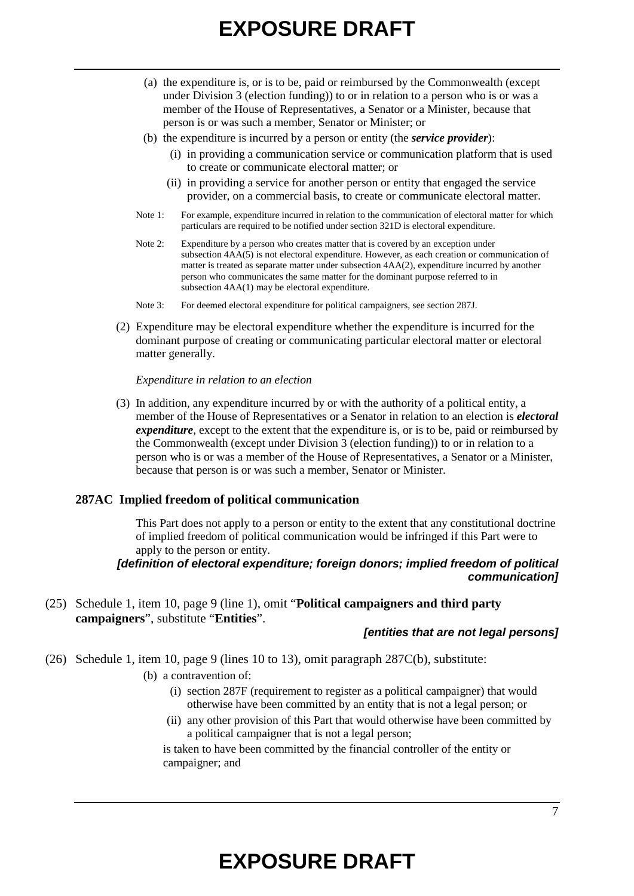(a) the expenditure is, or is to be, paid or reimbursed by the Commonwealth (except under Division 3 (election funding)) to or in relation to a person who is or was a member of the House of Representatives, a Senator or a Minister, because that person is or was such a member, Senator or Minister; or

(b) the expenditure is incurred by a person or entity (the ***service provider***):

   (i) in providing a communication service or communication platform that is used to create or communicate electoral matter; or

   (ii) in providing a service for another person or entity that engaged the service provider, on a commercial basis, to create or communicate electoral matter.

Note 1: For example, expenditure incurred in relation to the communication of electoral matter for which particulars are required to be notified under section 321D is electoral expenditure.

Note 2: Expenditure by a person who creates matter that is covered by an exception under subsection 4AA(5) is not electoral expenditure. However, as each creation or communication of matter is treated as separate matter under subsection 4AA(2), expenditure incurred by another person who communicates the same matter for the dominant purpose referred to in subsection 4AA(1) may be electoral expenditure.

Note 3: For deemed electoral expenditure for political campaigners, see section 287J.

(2) Expenditure may be electoral expenditure whether the expenditure is incurred for the dominant purpose of creating or communicating particular electoral matter or electoral matter generally.

*Expenditure in relation to an election*

(3) In addition, any expenditure incurred by or with the authority of a political entity, a member of the House of Representatives or a Senator in relation to an election is ***electoral expenditure***, except to the extent that the expenditure is, or is to be, paid or reimbursed by the Commonwealth (except under Division 3 (election funding)) to or in relation to a person who is or was a member of the House of Representatives, a Senator or a Minister, because that person is or was such a member, Senator or Minister.

**287AC Implied freedom of political communication**

This Part does not apply to a person or entity to the extent that any constitutional doctrine of implied freedom of political communication would be infringed if this Part were to apply to the person or entity.

***[definition of electoral expenditure; foreign donors; implied freedom of political communication]***

(25) Schedule 1, item 10, page 9 (line 1), omit "**Political campaigners and third party campaigners**", substitute "**Entities**".

***[entities that are not legal persons]***

(26) Schedule 1, item 10, page 9 (lines 10 to 13), omit paragraph 287C(b), substitute:

(b) a contravention of:

   (i) section 287F (requirement to register as a political campaigner) that would otherwise have been committed by an entity that is not a legal person; or

   (ii) any other provision of this Part that would otherwise have been committed by a political campaigner that is not a legal person;

is taken to have been committed by the financial controller of the entity or campaigner; and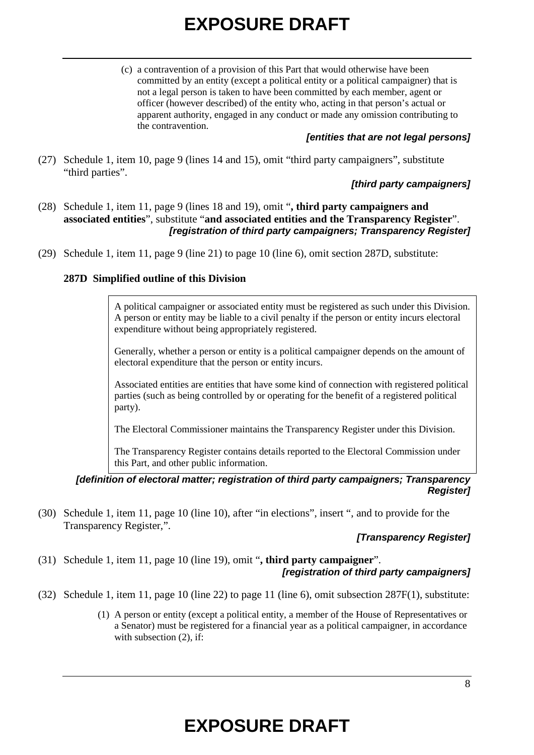(c) a contravention of a provision of this Part that would otherwise have been committed by an entity (except a political entity or a political campaigner) that is not a legal person is taken to have been committed by each member, agent or officer (however described) of the entity who, acting in that person's actual or apparent authority, engaged in any conduct or made any omission contributing to the contravention.

***[entities that are not legal persons]***

(27) Schedule 1, item 10, page 9 (lines 14 and 15), omit "third party campaigners", substitute "third parties".

***[third party campaigners]***

(28) Schedule 1, item 11, page 9 (lines 18 and 19), omit "**, third party campaigners and associated entities**", substitute "**and associated entities and the Transparency Register**".

***[registration of third party campaigners; Transparency Register]***

(29) Schedule 1, item 11, page 9 (line 21) to page 10 (line 6), omit section 287D, substitute:

**287D Simplified outline of this Division**

> A political campaigner or associated entity must be registered as such under this Division. A person or entity may be liable to a civil penalty if the person or entity incurs electoral expenditure without being appropriately registered.
>
> Generally, whether a person or entity is a political campaigner depends on the amount of electoral expenditure that the person or entity incurs.
>
> Associated entities are entities that have some kind of connection with registered political parties (such as being controlled by or operating for the benefit of a registered political party).
>
> The Electoral Commissioner maintains the Transparency Register under this Division.
>
> The Transparency Register contains details reported to the Electoral Commission under this Part, and other public information.

***[definition of electoral matter; registration of third party campaigners; Transparency Register]***

(30) Schedule 1, item 11, page 10 (line 10), after "in elections", insert ", and to provide for the Transparency Register,".

***[Transparency Register]***

(31) Schedule 1, item 11, page 10 (line 19), omit "**, third party campaigner**".

***[registration of third party campaigners]***

(32) Schedule 1, item 11, page 10 (line 22) to page 11 (line 6), omit subsection 287F(1), substitute:

(1) A person or entity (except a political entity, a member of the House of Representatives or a Senator) must be registered for a financial year as a political campaigner, in accordance with subsection (2), if: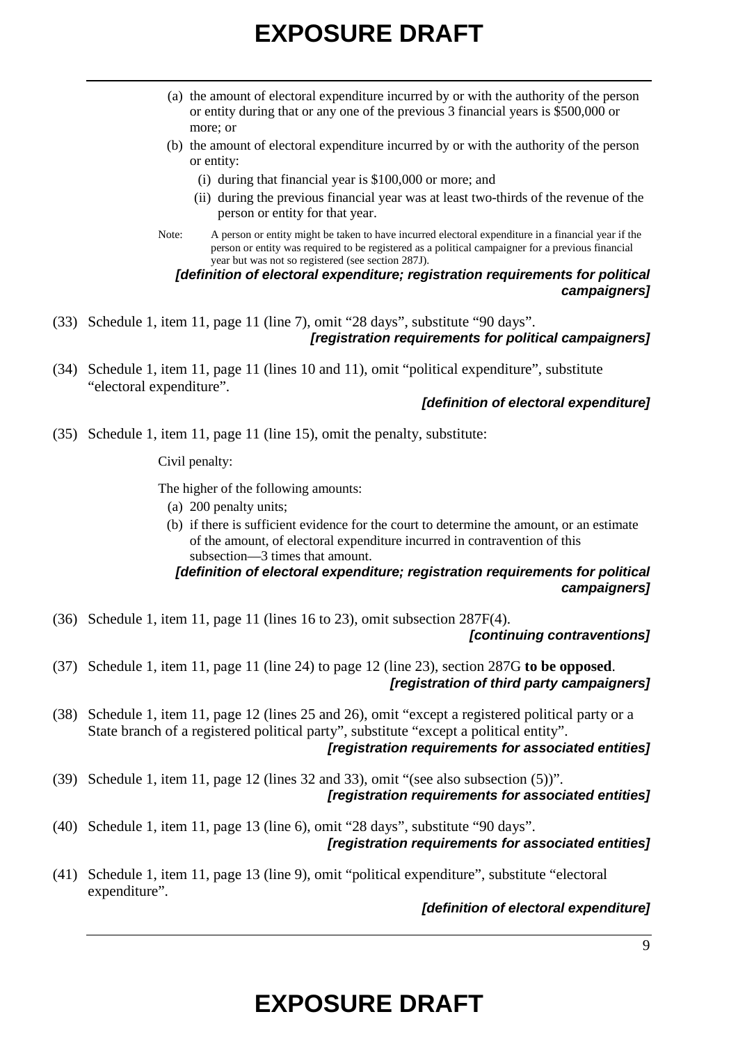(a) the amount of electoral expenditure incurred by or with the authority of the person or entity during that or any one of the previous 3 financial years is $500,000 or more; or

(b) the amount of electoral expenditure incurred by or with the authority of the person or entity:

(i) during that financial year is $100,000 or more; and

(ii) during the previous financial year was at least two-thirds of the revenue of the person or entity for that year.

Note: A person or entity might be taken to have incurred electoral expenditure in a financial year if the person or entity was required to be registered as a political campaigner for a previous financial year but was not so registered (see section 287J).

***[definition of electoral expenditure; registration requirements for political campaigners]***

(33) Schedule 1, item 11, page 11 (line 7), omit “28 days”, substitute “90 days”.

***[registration requirements for political campaigners]***

(34) Schedule 1, item 11, page 11 (lines 10 and 11), omit “political expenditure”, substitute “electoral expenditure”.

***[definition of electoral expenditure]***

(35) Schedule 1, item 11, page 11 (line 15), omit the penalty, substitute:

Civil penalty:

The higher of the following amounts:

(a) 200 penalty units;

(b) if there is sufficient evidence for the court to determine the amount, or an estimate of the amount, of electoral expenditure incurred in contravention of this subsection—3 times that amount.

***[definition of electoral expenditure; registration requirements for political campaigners]***

(36) Schedule 1, item 11, page 11 (lines 16 to 23), omit subsection 287F(4).

***[continuing contraventions]***

(37) Schedule 1, item 11, page 11 (line 24) to page 12 (line 23), section 287G **to be opposed**.

***[registration of third party campaigners]***

(38) Schedule 1, item 11, page 12 (lines 25 and 26), omit “except a registered political party or a State branch of a registered political party”, substitute “except a political entity”.

***[registration requirements for associated entities]***

(39) Schedule 1, item 11, page 12 (lines 32 and 33), omit “(see also subsection (5))”.

***[registration requirements for associated entities]***

(40) Schedule 1, item 11, page 13 (line 6), omit “28 days”, substitute “90 days”.

***[registration requirements for associated entities]***

(41) Schedule 1, item 11, page 13 (line 9), omit “political expenditure”, substitute “electoral expenditure”.

***[definition of electoral expenditure]***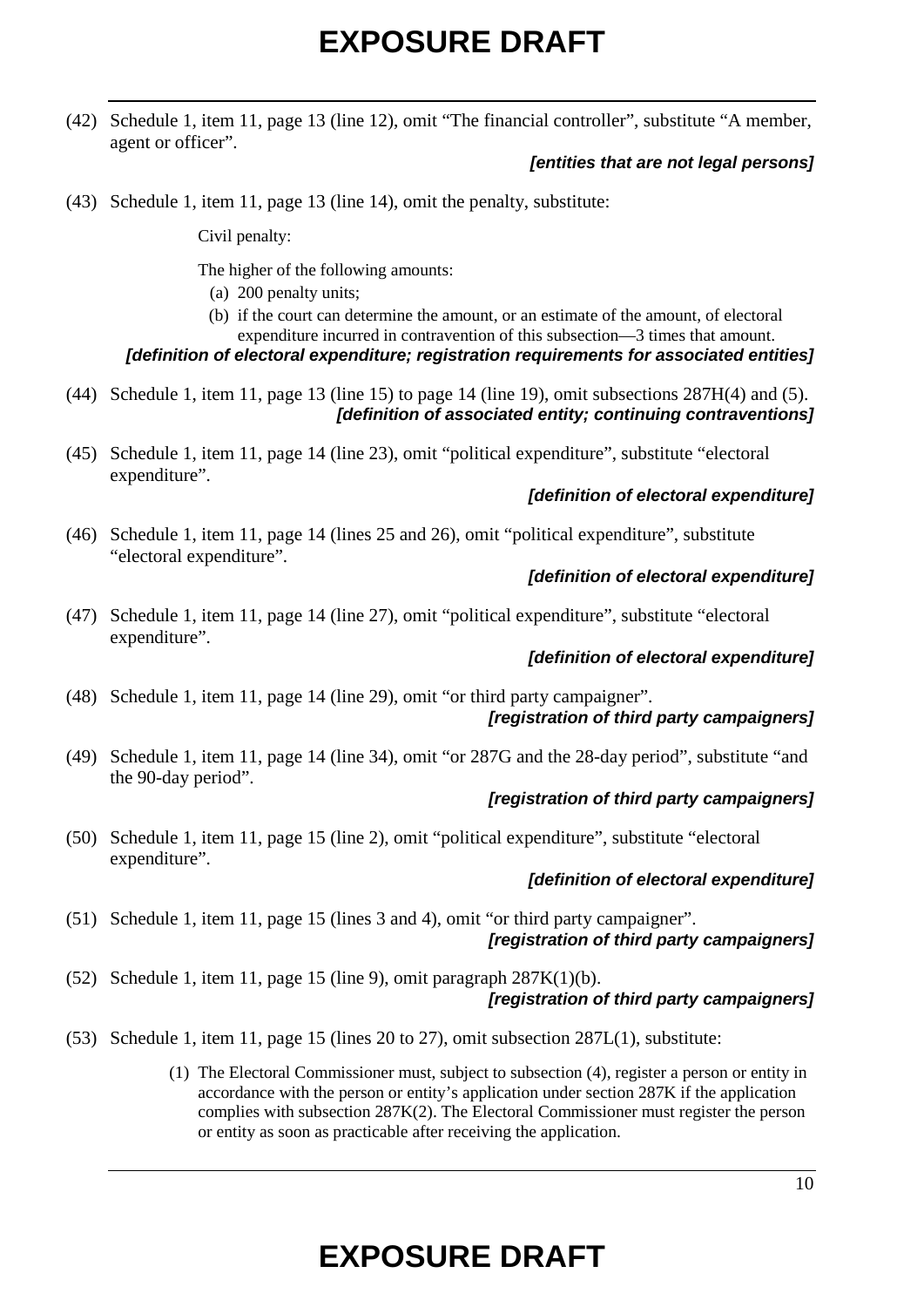(42) Schedule 1, item 11, page 13 (line 12), omit "The financial controller", substitute "A member, agent or officer".

***[entities that are not legal persons]***

(43) Schedule 1, item 11, page 13 (line 14), omit the penalty, substitute:

> Civil penalty:
>
> The higher of the following amounts:
>
> (a) 200 penalty units;
>
> (b) if the court can determine the amount, or an estimate of the amount, of electoral expenditure incurred in contravention of this subsection—3 times that amount.

***[definition of electoral expenditure; registration requirements for associated entities]***

(44) Schedule 1, item 11, page 13 (line 15) to page 14 (line 19), omit subsections 287H(4) and (5).

***[definition of associated entity; continuing contraventions]***

(45) Schedule 1, item 11, page 14 (line 23), omit "political expenditure", substitute "electoral expenditure".

***[definition of electoral expenditure]***

(46) Schedule 1, item 11, page 14 (lines 25 and 26), omit "political expenditure", substitute "electoral expenditure".

***[definition of electoral expenditure]***

(47) Schedule 1, item 11, page 14 (line 27), omit "political expenditure", substitute "electoral expenditure".

***[definition of electoral expenditure]***

(48) Schedule 1, item 11, page 14 (line 29), omit "or third party campaigner".

***[registration of third party campaigners]***

(49) Schedule 1, item 11, page 14 (line 34), omit "or 287G and the 28-day period", substitute "and the 90-day period".

***[registration of third party campaigners]***

(50) Schedule 1, item 11, page 15 (line 2), omit "political expenditure", substitute "electoral expenditure".

***[definition of electoral expenditure]***

(51) Schedule 1, item 11, page 15 (lines 3 and 4), omit "or third party campaigner".

***[registration of third party campaigners]***

(52) Schedule 1, item 11, page 15 (line 9), omit paragraph 287K(1)(b).

***[registration of third party campaigners]***

(53) Schedule 1, item 11, page 15 (lines 20 to 27), omit subsection 287L(1), substitute:

> (1) The Electoral Commissioner must, subject to subsection (4), register a person or entity in accordance with the person or entity's application under section 287K if the application complies with subsection 287K(2). The Electoral Commissioner must register the person or entity as soon as practicable after receiving the application.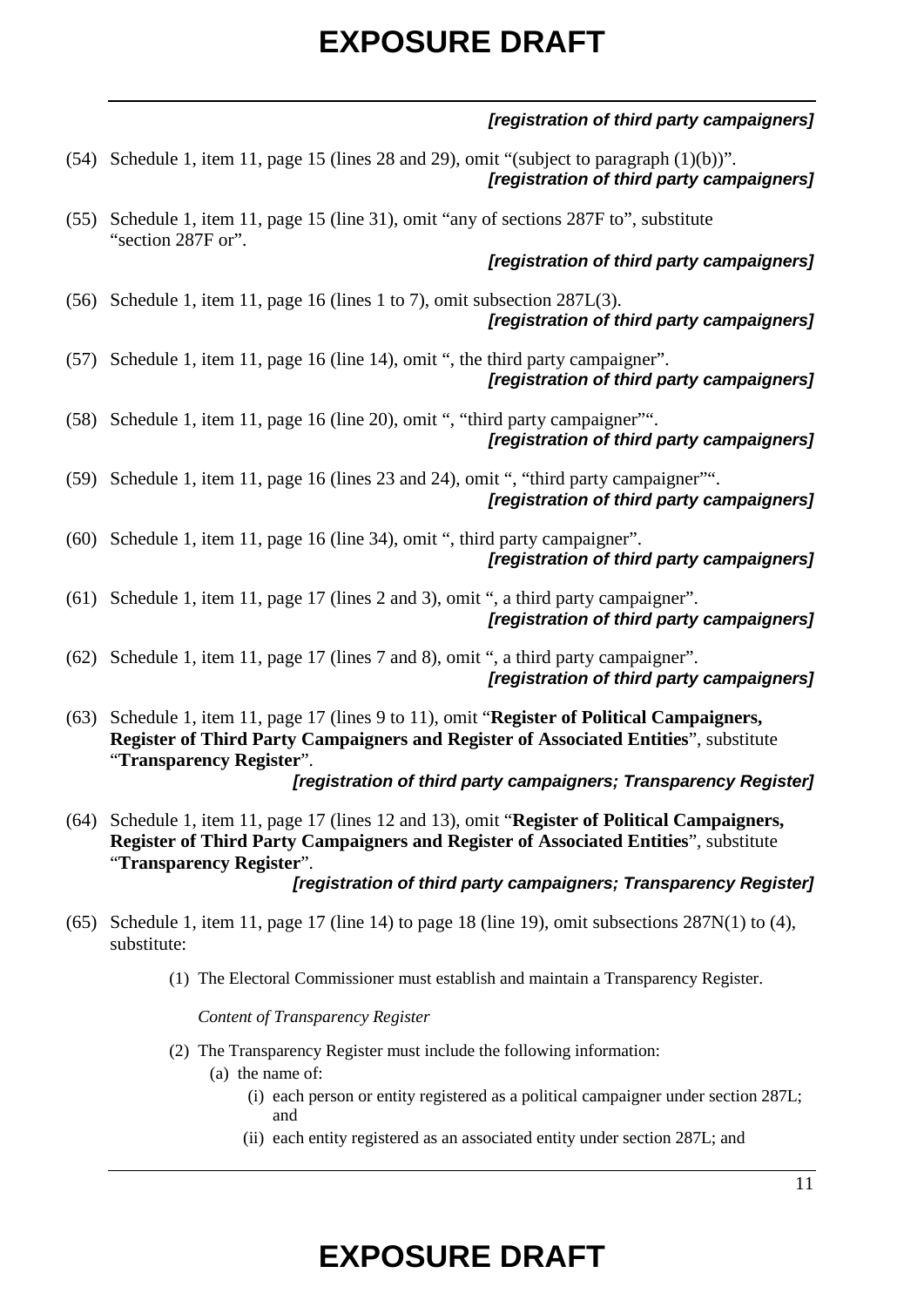*[registration of third party campaigners]*

(54) Schedule 1, item 11, page 15 (lines 28 and 29), omit "(subject to paragraph (1)(b))".
*[registration of third party campaigners]*

(55) Schedule 1, item 11, page 15 (line 31), omit "any of sections 287F to", substitute "section 287F or".
*[registration of third party campaigners]*

(56) Schedule 1, item 11, page 16 (lines 1 to 7), omit subsection 287L(3).
*[registration of third party campaigners]*

(57) Schedule 1, item 11, page 16 (line 14), omit ", the third party campaigner".
*[registration of third party campaigners]*

(58) Schedule 1, item 11, page 16 (line 20), omit ", "third party campaigner"".
*[registration of third party campaigners]*

(59) Schedule 1, item 11, page 16 (lines 23 and 24), omit ", "third party campaigner"".
*[registration of third party campaigners]*

(60) Schedule 1, item 11, page 16 (line 34), omit ", third party campaigner".
*[registration of third party campaigners]*

(61) Schedule 1, item 11, page 17 (lines 2 and 3), omit ", a third party campaigner".
*[registration of third party campaigners]*

(62) Schedule 1, item 11, page 17 (lines 7 and 8), omit ", a third party campaigner".
*[registration of third party campaigners]*

(63) Schedule 1, item 11, page 17 (lines 9 to 11), omit "**Register of Political Campaigners, Register of Third Party Campaigners and Register of Associated Entities**", substitute "**Transparency Register**".
*[registration of third party campaigners; Transparency Register]*

(64) Schedule 1, item 11, page 17 (lines 12 and 13), omit "**Register of Political Campaigners, Register of Third Party Campaigners and Register of Associated Entities**", substitute "**Transparency Register**".
*[registration of third party campaigners; Transparency Register]*

(65) Schedule 1, item 11, page 17 (line 14) to page 18 (line 19), omit subsections 287N(1) to (4), substitute:

(1) The Electoral Commissioner must establish and maintain a Transparency Register.

*Content of Transparency Register*

(2) The Transparency Register must include the following information:

(a) the name of:

(i) each person or entity registered as a political campaigner under section 287L; and

(ii) each entity registered as an associated entity under section 287L; and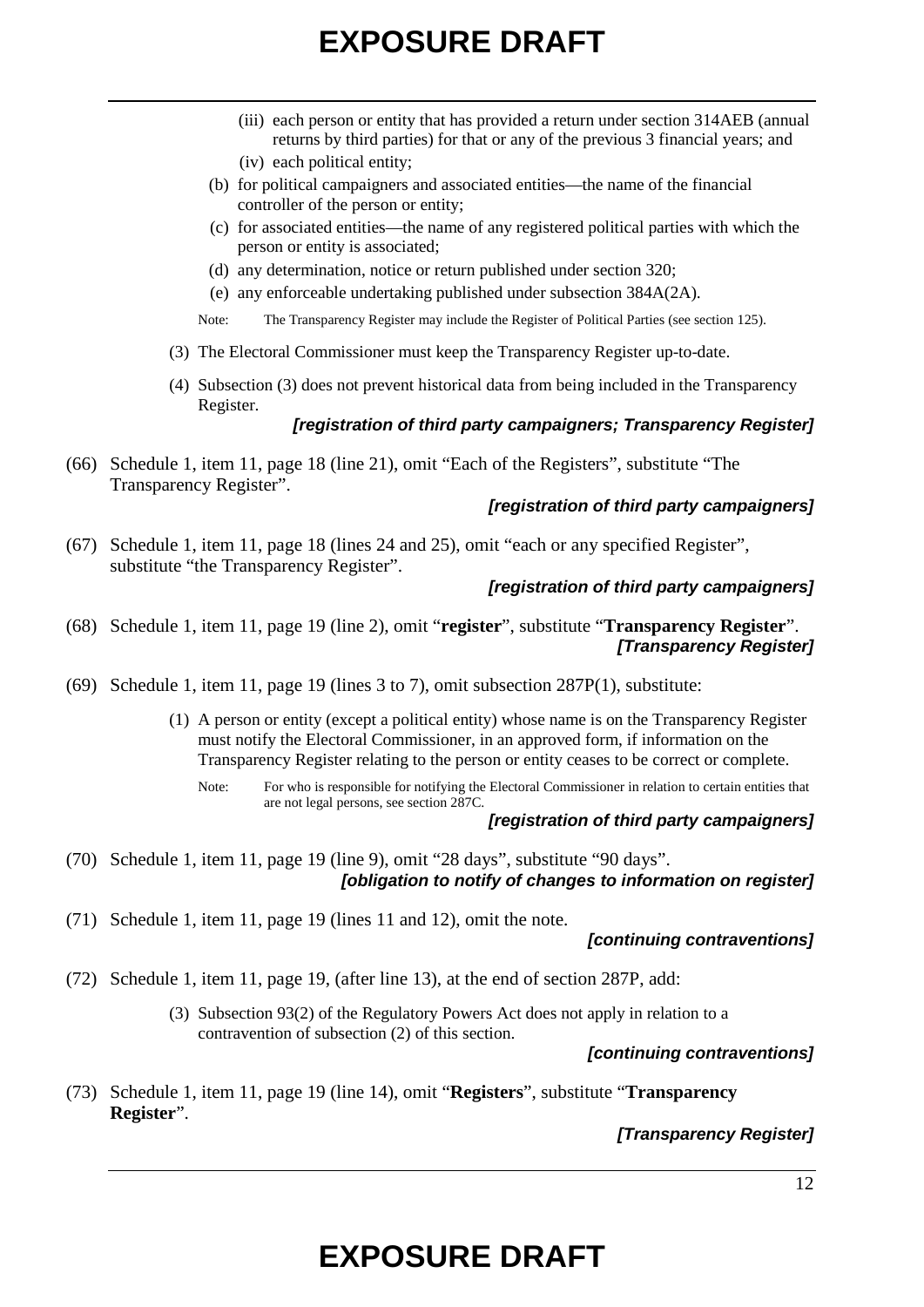(iii) each person or entity that has provided a return under section 314AEB (annual returns by third parties) for that or any of the previous 3 financial years; and

(iv) each political entity;

(b) for political campaigners and associated entities—the name of the financial controller of the person or entity;

(c) for associated entities—the name of any registered political parties with which the person or entity is associated;

(d) any determination, notice or return published under section 320;

(e) any enforceable undertaking published under subsection 384A(2A).

Note: The Transparency Register may include the Register of Political Parties (see section 125).

(3) The Electoral Commissioner must keep the Transparency Register up-to-date.

(4) Subsection (3) does not prevent historical data from being included in the Transparency Register.

***[registration of third party campaigners; Transparency Register]***

(66) Schedule 1, item 11, page 18 (line 21), omit "Each of the Registers", substitute "The Transparency Register".

***[registration of third party campaigners]***

(67) Schedule 1, item 11, page 18 (lines 24 and 25), omit "each or any specified Register", substitute "the Transparency Register".

***[registration of third party campaigners]***

(68) Schedule 1, item 11, page 19 (line 2), omit "**register**", substitute "**Transparency Register**".

***[Transparency Register]***

(69) Schedule 1, item 11, page 19 (lines 3 to 7), omit subsection 287P(1), substitute:

(1) A person or entity (except a political entity) whose name is on the Transparency Register must notify the Electoral Commissioner, in an approved form, if information on the Transparency Register relating to the person or entity ceases to be correct or complete.

Note: For who is responsible for notifying the Electoral Commissioner in relation to certain entities that are not legal persons, see section 287C.

***[registration of third party campaigners]***

(70) Schedule 1, item 11, page 19 (line 9), omit "28 days", substitute "90 days".

***[obligation to notify of changes to information on register]***

(71) Schedule 1, item 11, page 19 (lines 11 and 12), omit the note.

***[continuing contraventions]***

(72) Schedule 1, item 11, page 19, (after line 13), at the end of section 287P, add:

(3) Subsection 93(2) of the Regulatory Powers Act does not apply in relation to a contravention of subsection (2) of this section.

***[continuing contraventions]***

(73) Schedule 1, item 11, page 19 (line 14), omit "**Registers**", substitute "**Transparency Register**".

***[Transparency Register]***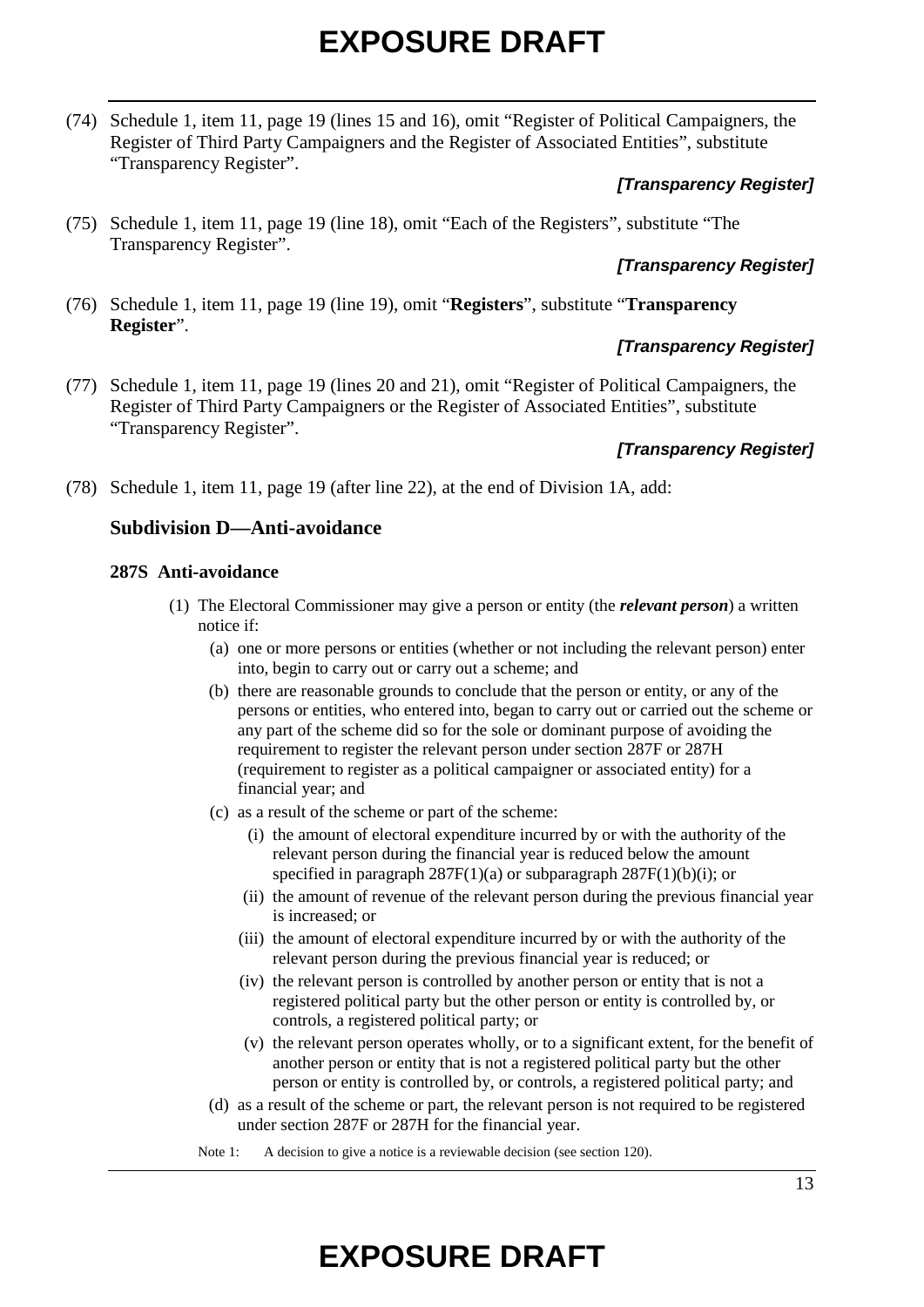(74) Schedule 1, item 11, page 19 (lines 15 and 16), omit "Register of Political Campaigners, the Register of Third Party Campaigners and the Register of Associated Entities", substitute "Transparency Register".

***[Transparency Register]***

(75) Schedule 1, item 11, page 19 (line 18), omit "Each of the Registers", substitute "The Transparency Register".

***[Transparency Register]***

(76) Schedule 1, item 11, page 19 (line 19), omit "**Registers**", substitute "**Transparency Register**".

***[Transparency Register]***

(77) Schedule 1, item 11, page 19 (lines 20 and 21), omit "Register of Political Campaigners, the Register of Third Party Campaigners or the Register of Associated Entities", substitute "Transparency Register".

***[Transparency Register]***

(78) Schedule 1, item 11, page 19 (after line 22), at the end of Division 1A, add:

### Subdivision D—Anti-avoidance

#### 287S Anti-avoidance

(1) The Electoral Commissioner may give a person or entity (the ***relevant person***) a written notice if:

- (a) one or more persons or entities (whether or not including the relevant person) enter into, begin to carry out or carry out a scheme; and
- (b) there are reasonable grounds to conclude that the person or entity, or any of the persons or entities, who entered into, began to carry out or carried out the scheme or any part of the scheme did so for the sole or dominant purpose of avoiding the requirement to register the relevant person under section 287F or 287H (requirement to register as a political campaigner or associated entity) for a financial year; and
- (c) as a result of the scheme or part of the scheme:
  - (i) the amount of electoral expenditure incurred by or with the authority of the relevant person during the financial year is reduced below the amount specified in paragraph 287F(1)(a) or subparagraph 287F(1)(b)(i); or
  - (ii) the amount of revenue of the relevant person during the previous financial year is increased; or
  - (iii) the amount of electoral expenditure incurred by or with the authority of the relevant person during the previous financial year is reduced; or
  - (iv) the relevant person is controlled by another person or entity that is not a registered political party but the other person or entity is controlled by, or controls, a registered political party; or
  - (v) the relevant person operates wholly, or to a significant extent, for the benefit of another person or entity that is not a registered political party but the other person or entity is controlled by, or controls, a registered political party; and
- (d) as a result of the scheme or part, the relevant person is not required to be registered under section 287F or 287H for the financial year.

Note 1: A decision to give a notice is a reviewable decision (see section 120).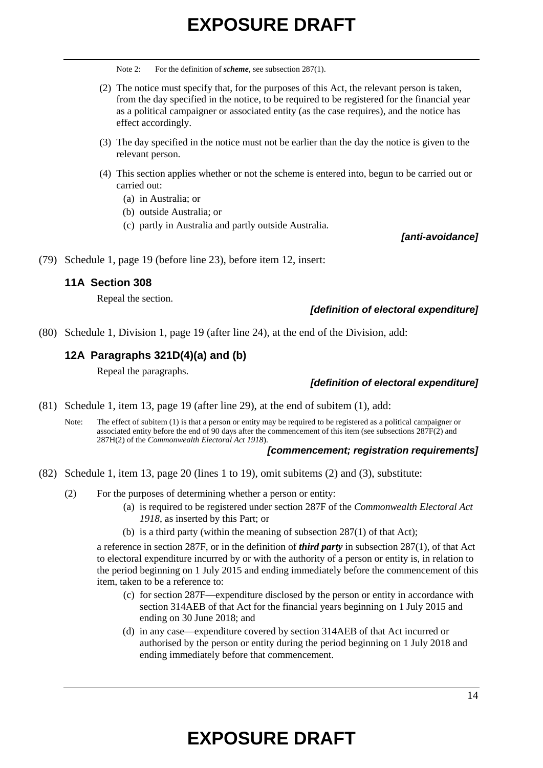Note 2: For the definition of ***scheme***, see subsection 287(1).

(2) The notice must specify that, for the purposes of this Act, the relevant person is taken, from the day specified in the notice, to be required to be registered for the financial year as a political campaigner or associated entity (as the case requires), and the notice has effect accordingly.

(3) The day specified in the notice must not be earlier than the day the notice is given to the relevant person.

(4) This section applies whether or not the scheme is entered into, begun to be carried out or carried out:

(a) in Australia; or

(b) outside Australia; or

(c) partly in Australia and partly outside Australia.

***[anti-avoidance]***

(79) Schedule 1, page 19 (before line 23), before item 12, insert:

### 11A Section 308

Repeal the section.

***[definition of electoral expenditure]***

(80) Schedule 1, Division 1, page 19 (after line 24), at the end of the Division, add:

### 12A Paragraphs 321D(4)(a) and (b)

Repeal the paragraphs.

***[definition of electoral expenditure]***

(81) Schedule 1, item 13, page 19 (after line 29), at the end of subitem (1), add:

Note: The effect of subitem (1) is that a person or entity may be required to be registered as a political campaigner or associated entity before the end of 90 days after the commencement of this item (see subsections 287F(2) and 287H(2) of the *Commonwealth Electoral Act 1918*).

***[commencement; registration requirements]***

(82) Schedule 1, item 13, page 20 (lines 1 to 19), omit subitems (2) and (3), substitute:

(2) For the purposes of determining whether a person or entity:

(a) is required to be registered under section 287F of the *Commonwealth Electoral Act 1918*, as inserted by this Part; or

(b) is a third party (within the meaning of subsection 287(1) of that Act);

a reference in section 287F, or in the definition of ***third party*** in subsection 287(1), of that Act to electoral expenditure incurred by or with the authority of a person or entity is, in relation to the period beginning on 1 July 2015 and ending immediately before the commencement of this item, taken to be a reference to:

(c) for section 287F—expenditure disclosed by the person or entity in accordance with section 314AEB of that Act for the financial years beginning on 1 July 2015 and ending on 30 June 2018; and

(d) in any case—expenditure covered by section 314AEB of that Act incurred or authorised by the person or entity during the period beginning on 1 July 2018 and ending immediately before that commencement.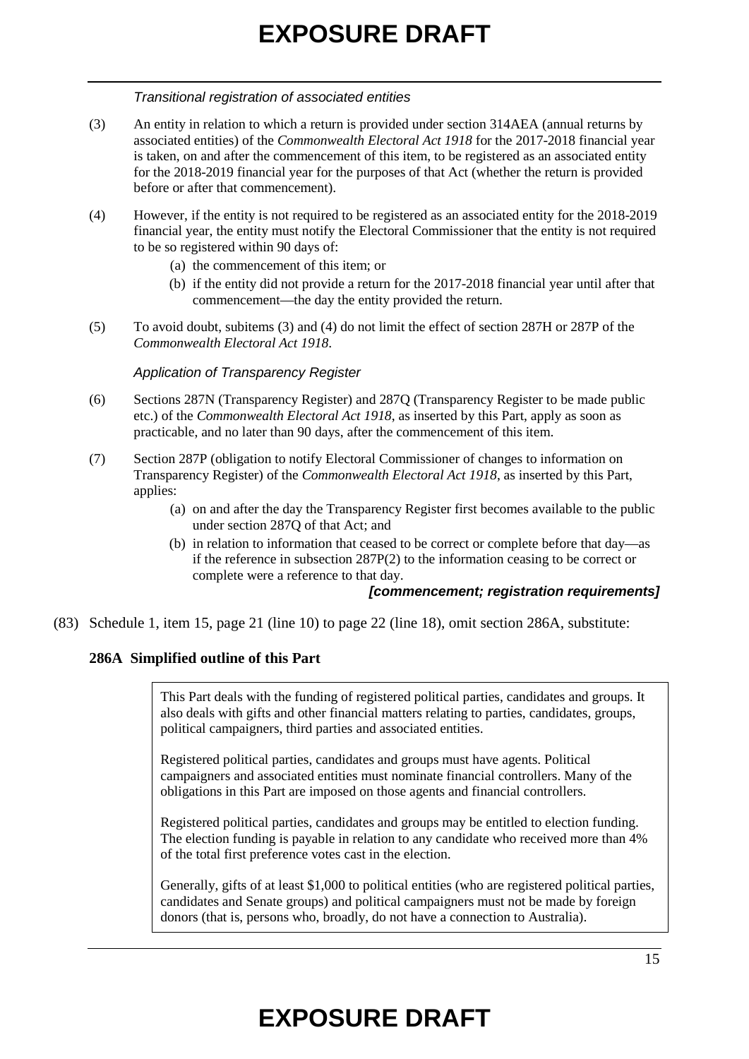*Transitional registration of associated entities*

(3) An entity in relation to which a return is provided under section 314AEA (annual returns by associated entities) of the *Commonwealth Electoral Act 1918* for the 2017-2018 financial year is taken, on and after the commencement of this item, to be registered as an associated entity for the 2018-2019 financial year for the purposes of that Act (whether the return is provided before or after that commencement).

(4) However, if the entity is not required to be registered as an associated entity for the 2018-2019 financial year, the entity must notify the Electoral Commissioner that the entity is not required to be so registered within 90 days of:

- (a) the commencement of this item; or
- (b) if the entity did not provide a return for the 2017-2018 financial year until after that commencement—the day the entity provided the return.

(5) To avoid doubt, subitems (3) and (4) do not limit the effect of section 287H or 287P of the *Commonwealth Electoral Act 1918*.

*Application of Transparency Register*

(6) Sections 287N (Transparency Register) and 287Q (Transparency Register to be made public etc.) of the *Commonwealth Electoral Act 1918*, as inserted by this Part, apply as soon as practicable, and no later than 90 days, after the commencement of this item.

(7) Section 287P (obligation to notify Electoral Commissioner of changes to information on Transparency Register) of the *Commonwealth Electoral Act 1918*, as inserted by this Part, applies:

- (a) on and after the day the Transparency Register first becomes available to the public under section 287Q of that Act; and
- (b) in relation to information that ceased to be correct or complete before that day—as if the reference in subsection 287P(2) to the information ceasing to be correct or complete were a reference to that day.

***[commencement; registration requirements]***

(83) Schedule 1, item 15, page 21 (line 10) to page 22 (line 18), omit section 286A, substitute:

**286A Simplified outline of this Part**

> This Part deals with the funding of registered political parties, candidates and groups. It also deals with gifts and other financial matters relating to parties, candidates, groups, political campaigners, third parties and associated entities.
>
> Registered political parties, candidates and groups must have agents. Political campaigners and associated entities must nominate financial controllers. Many of the obligations in this Part are imposed on those agents and financial controllers.
>
> Registered political parties, candidates and groups may be entitled to election funding. The election funding is payable in relation to any candidate who received more than 4% of the total first preference votes cast in the election.
>
> Generally, gifts of at least $1,000 to political entities (who are registered political parties, candidates and Senate groups) and political campaigners must not be made by foreign donors (that is, persons who, broadly, do not have a connection to Australia).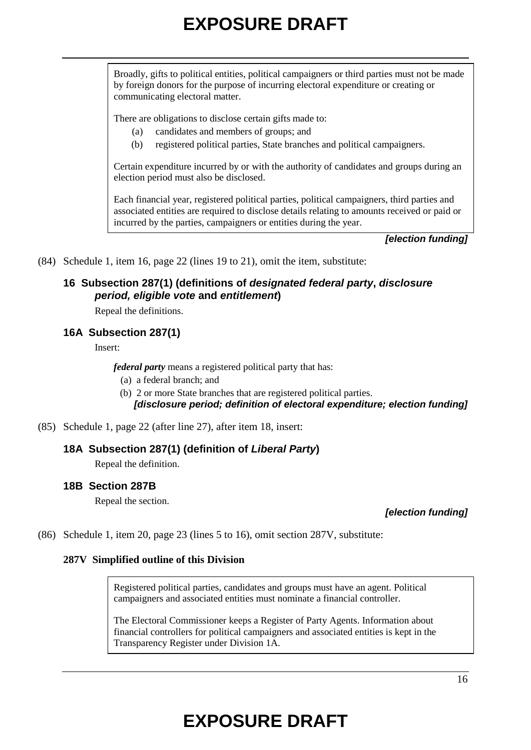> Broadly, gifts to political entities, political campaigners or third parties must not be made by foreign donors for the purpose of incurring electoral expenditure or creating or communicating electoral matter.
>
> There are obligations to disclose certain gifts made to:
>
> (a) candidates and members of groups; and
>
> (b) registered political parties, State branches and political campaigners.
>
> Certain expenditure incurred by or with the authority of candidates and groups during an election period must also be disclosed.
>
> Each financial year, registered political parties, political campaigners, third parties and associated entities are required to disclose details relating to amounts received or paid or incurred by the parties, campaigners or entities during the year.

***[election funding]***

(84) Schedule 1, item 16, page 22 (lines 19 to 21), omit the item, substitute:

### 16 Subsection 287(1) (definitions of *designated federal party*, *disclosure period, eligible vote* and *entitlement*)

Repeal the definitions.

### 16A Subsection 287(1)

Insert:

***federal party*** means a registered political party that has:

(a) a federal branch; and

(b) 2 or more State branches that are registered political parties.

***[disclosure period; definition of electoral expenditure; election funding]***

(85) Schedule 1, page 22 (after line 27), after item 18, insert:

### 18A Subsection 287(1) (definition of *Liberal Party*)

Repeal the definition.

### 18B Section 287B

Repeal the section.

***[election funding]***

(86) Schedule 1, item 20, page 23 (lines 5 to 16), omit section 287V, substitute:

**287V Simplified outline of this Division**

> Registered political parties, candidates and groups must have an agent. Political campaigners and associated entities must nominate a financial controller.
>
> The Electoral Commissioner keeps a Register of Party Agents. Information about financial controllers for political campaigners and associated entities is kept in the Transparency Register under Division 1A.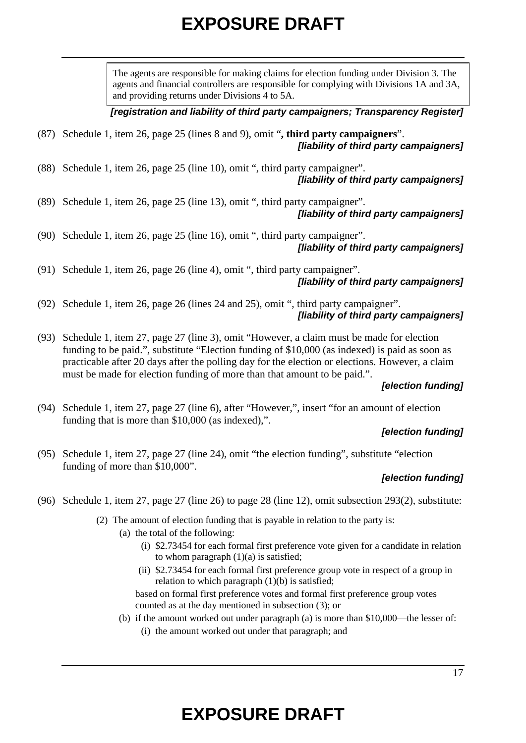> The agents are responsible for making claims for election funding under Division 3. The agents and financial controllers are responsible for complying with Divisions 1A and 3A, and providing returns under Divisions 4 to 5A.

***[registration and liability of third party campaigners; Transparency Register]***

(87) Schedule 1, item 26, page 25 (lines 8 and 9), omit "**, third party campaigners**".
***[liability of third party campaigners]***

(88) Schedule 1, item 26, page 25 (line 10), omit ", third party campaigner".
***[liability of third party campaigners]***

(89) Schedule 1, item 26, page 25 (line 13), omit ", third party campaigner".
***[liability of third party campaigners]***

(90) Schedule 1, item 26, page 25 (line 16), omit ", third party campaigner".
***[liability of third party campaigners]***

(91) Schedule 1, item 26, page 26 (line 4), omit ", third party campaigner".
***[liability of third party campaigners]***

(92) Schedule 1, item 26, page 26 (lines 24 and 25), omit ", third party campaigner".
***[liability of third party campaigners]***

(93) Schedule 1, item 27, page 27 (line 3), omit "However, a claim must be made for election funding to be paid.", substitute "Election funding of $10,000 (as indexed) is paid as soon as practicable after 20 days after the polling day for the election or elections. However, a claim must be made for election funding of more than that amount to be paid.".
***[election funding]***

(94) Schedule 1, item 27, page 27 (line 6), after "However,", insert "for an amount of election funding that is more than $10,000 (as indexed),".
***[election funding]***

(95) Schedule 1, item 27, page 27 (line 24), omit "the election funding", substitute "election funding of more than $10,000".
***[election funding]***

(96) Schedule 1, item 27, page 27 (line 26) to page 28 (line 12), omit subsection 293(2), substitute:

> (2) The amount of election funding that is payable in relation to the party is:
>
> (a) the total of the following:
>
> (i) $2.73454 for each formal first preference vote given for a candidate in relation to whom paragraph (1)(a) is satisfied;
>
> (ii) $2.73454 for each formal first preference group vote in respect of a group in relation to which paragraph (1)(b) is satisfied;
>
> based on formal first preference votes and formal first preference group votes counted as at the day mentioned in subsection (3); or
>
> (b) if the amount worked out under paragraph (a) is more than $10,000—the lesser of:
>
> (i) the amount worked out under that paragraph; and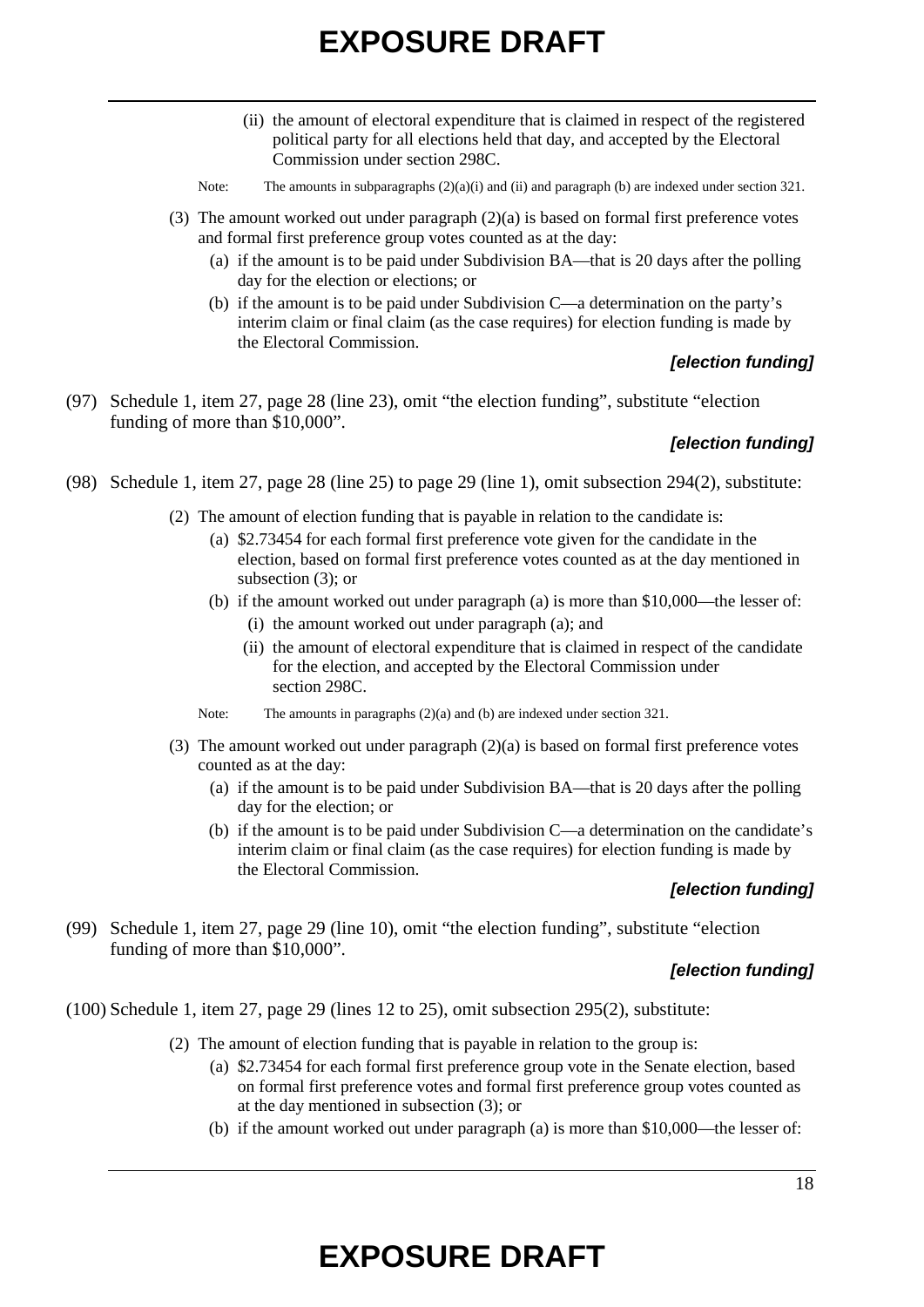(ii) the amount of electoral expenditure that is claimed in respect of the registered political party for all elections held that day, and accepted by the Electoral Commission under section 298C.

Note: The amounts in subparagraphs (2)(a)(i) and (ii) and paragraph (b) are indexed under section 321.

(3) The amount worked out under paragraph (2)(a) is based on formal first preference votes and formal first preference group votes counted as at the day:

(a) if the amount is to be paid under Subdivision BA—that is 20 days after the polling day for the election or elections; or

(b) if the amount is to be paid under Subdivision C—a determination on the party's interim claim or final claim (as the case requires) for election funding is made by the Electoral Commission.

***[election funding]***

(97) Schedule 1, item 27, page 28 (line 23), omit "the election funding", substitute "election funding of more than $10,000".

***[election funding]***

(98) Schedule 1, item 27, page 28 (line 25) to page 29 (line 1), omit subsection 294(2), substitute:

(2) The amount of election funding that is payable in relation to the candidate is:

(a) $2.73454 for each formal first preference vote given for the candidate in the election, based on formal first preference votes counted as at the day mentioned in subsection (3); or

(b) if the amount worked out under paragraph (a) is more than $10,000—the lesser of:

(i) the amount worked out under paragraph (a); and

(ii) the amount of electoral expenditure that is claimed in respect of the candidate for the election, and accepted by the Electoral Commission under section 298C.

Note: The amounts in paragraphs (2)(a) and (b) are indexed under section 321.

(3) The amount worked out under paragraph (2)(a) is based on formal first preference votes counted as at the day:

(a) if the amount is to be paid under Subdivision BA—that is 20 days after the polling day for the election; or

(b) if the amount is to be paid under Subdivision C—a determination on the candidate's interim claim or final claim (as the case requires) for election funding is made by the Electoral Commission.

***[election funding]***

(99) Schedule 1, item 27, page 29 (line 10), omit "the election funding", substitute "election funding of more than $10,000".

***[election funding]***

(100) Schedule 1, item 27, page 29 (lines 12 to 25), omit subsection 295(2), substitute:

(2) The amount of election funding that is payable in relation to the group is:

(a) $2.73454 for each formal first preference group vote in the Senate election, based on formal first preference votes and formal first preference group votes counted as at the day mentioned in subsection (3); or

(b) if the amount worked out under paragraph (a) is more than $10,000—the lesser of: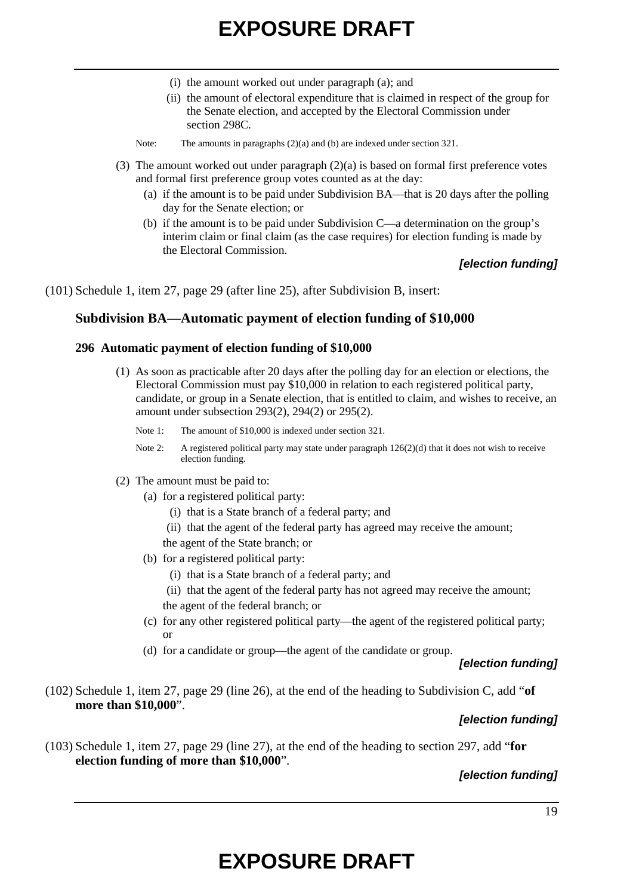(i) the amount worked out under paragraph (a); and

(ii) the amount of electoral expenditure that is claimed in respect of the group for the Senate election, and accepted by the Electoral Commission under section 298C.

Note: The amounts in paragraphs (2)(a) and (b) are indexed under section 321.

(3) The amount worked out under paragraph (2)(a) is based on formal first preference votes and formal first preference group votes counted as at the day:

(a) if the amount is to be paid under Subdivision BA—that is 20 days after the polling day for the Senate election; or

(b) if the amount is to be paid under Subdivision C—a determination on the group's interim claim or final claim (as the case requires) for election funding is made by the Electoral Commission.

***[election funding]***

(101) Schedule 1, item 27, page 29 (after line 25), after Subdivision B, insert:

### Subdivision BA—Automatic payment of election funding of $10,000

#### 296 Automatic payment of election funding of $10,000

(1) As soon as practicable after 20 days after the polling day for an election or elections, the Electoral Commission must pay $10,000 in relation to each registered political party, candidate, or group in a Senate election, that is entitled to claim, and wishes to receive, an amount under subsection 293(2), 294(2) or 295(2).

Note 1: The amount of $10,000 is indexed under section 321.

Note 2: A registered political party may state under paragraph 126(2)(d) that it does not wish to receive election funding.

(2) The amount must be paid to:

(a) for a registered political party:

(i) that is a State branch of a federal party; and

(ii) that the agent of the federal party has agreed may receive the amount;

the agent of the State branch; or

(b) for a registered political party:

(i) that is a State branch of a federal party; and

(ii) that the agent of the federal party has not agreed may receive the amount;

the agent of the federal branch; or

(c) for any other registered political party—the agent of the registered political party; or

(d) for a candidate or group—the agent of the candidate or group.

***[election funding]***

(102) Schedule 1, item 27, page 29 (line 26), at the end of the heading to Subdivision C, add "**of more than $10,000**".

***[election funding]***

(103) Schedule 1, item 27, page 29 (line 27), at the end of the heading to section 297, add "**for election funding of more than $10,000**".

***[election funding]***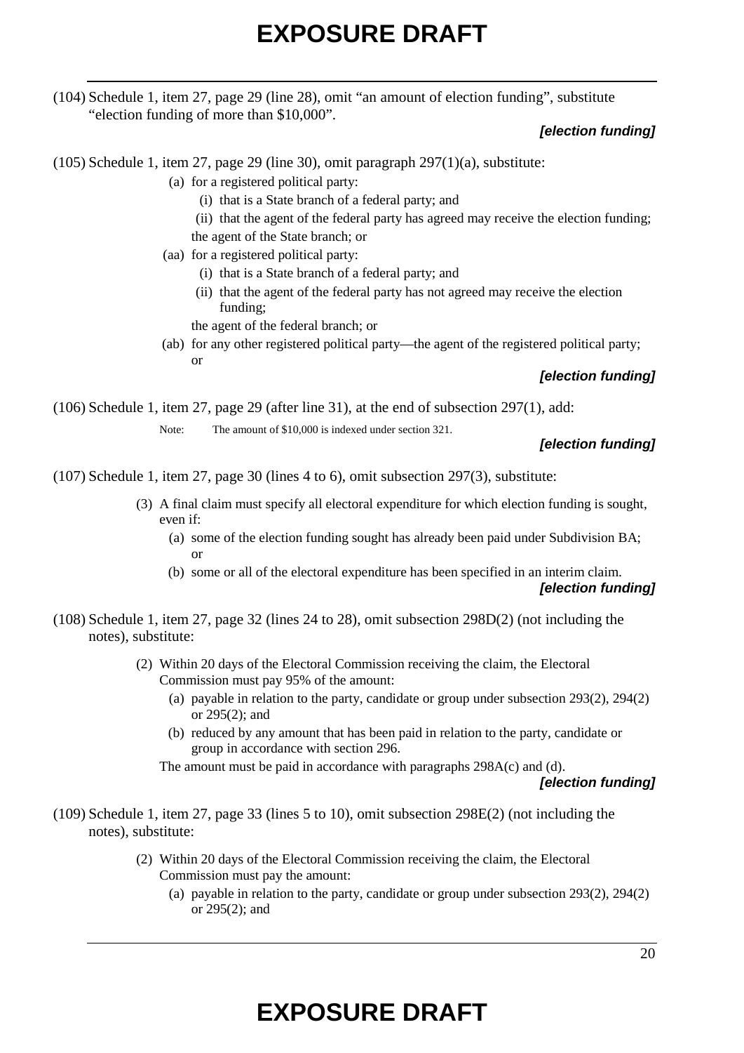(104) Schedule 1, item 27, page 29 (line 28), omit “an amount of election funding”, substitute “election funding of more than $10,000”.

***[election funding]***

(105) Schedule 1, item 27, page 29 (line 30), omit paragraph 297(1)(a), substitute:

- (a) for a registered political party:
  - (i) that is a State branch of a federal party; and
  - (ii) that the agent of the federal party has agreed may receive the election funding;

  the agent of the State branch; or
- (aa) for a registered political party:
  - (i) that is a State branch of a federal party; and
  - (ii) that the agent of the federal party has not agreed may receive the election funding;

  the agent of the federal branch; or
- (ab) for any other registered political party—the agent of the registered political party; or

***[election funding]***

(106) Schedule 1, item 27, page 29 (after line 31), at the end of subsection 297(1), add:

Note: The amount of $10,000 is indexed under section 321.

***[election funding]***

(107) Schedule 1, item 27, page 30 (lines 4 to 6), omit subsection 297(3), substitute:

(3) A final claim must specify all electoral expenditure for which election funding is sought, even if:

- (a) some of the election funding sought has already been paid under Subdivision BA; or
- (b) some or all of the electoral expenditure has been specified in an interim claim.

***[election funding]***

(108) Schedule 1, item 27, page 32 (lines 24 to 28), omit subsection 298D(2) (not including the notes), substitute:

(2) Within 20 days of the Electoral Commission receiving the claim, the Electoral Commission must pay 95% of the amount:

- (a) payable in relation to the party, candidate or group under subsection 293(2), 294(2) or 295(2); and
- (b) reduced by any amount that has been paid in relation to the party, candidate or group in accordance with section 296.

The amount must be paid in accordance with paragraphs 298A(c) and (d).

***[election funding]***

(109) Schedule 1, item 27, page 33 (lines 5 to 10), omit subsection 298E(2) (not including the notes), substitute:

(2) Within 20 days of the Electoral Commission receiving the claim, the Electoral Commission must pay the amount:

- (a) payable in relation to the party, candidate or group under subsection 293(2), 294(2) or 295(2); and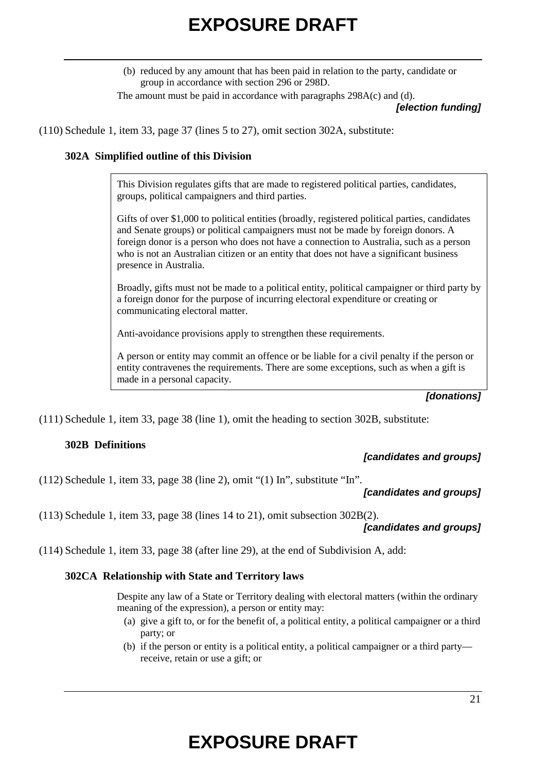(b) reduced by any amount that has been paid in relation to the party, candidate or group in accordance with section 296 or 298D.

The amount must be paid in accordance with paragraphs 298A(c) and (d).

***[election funding]***

(110) Schedule 1, item 33, page 37 (lines 5 to 27), omit section 302A, substitute:

**302A Simplified outline of this Division**

> This Division regulates gifts that are made to registered political parties, candidates, groups, political campaigners and third parties.
>
> Gifts of over $1,000 to political entities (broadly, registered political parties, candidates and Senate groups) or political campaigners must not be made by foreign donors. A foreign donor is a person who does not have a connection to Australia, such as a person who is not an Australian citizen or an entity that does not have a significant business presence in Australia.
>
> Broadly, gifts must not be made to a political entity, political campaigner or third party by a foreign donor for the purpose of incurring electoral expenditure or creating or communicating electoral matter.
>
> Anti-avoidance provisions apply to strengthen these requirements.
>
> A person or entity may commit an offence or be liable for a civil penalty if the person or entity contravenes the requirements. There are some exceptions, such as when a gift is made in a personal capacity.

***[donations]***

(111) Schedule 1, item 33, page 38 (line 1), omit the heading to section 302B, substitute:

**302B Definitions**

***[candidates and groups]***

(112) Schedule 1, item 33, page 38 (line 2), omit "(1) In", substitute "In".

***[candidates and groups]***

(113) Schedule 1, item 33, page 38 (lines 14 to 21), omit subsection 302B(2).

***[candidates and groups]***

(114) Schedule 1, item 33, page 38 (after line 29), at the end of Subdivision A, add:

**302CA Relationship with State and Territory laws**

Despite any law of a State or Territory dealing with electoral matters (within the ordinary meaning of the expression), a person or entity may:

(a) give a gift to, or for the benefit of, a political entity, a political campaigner or a third party; or

(b) if the person or entity is a political entity, a political campaigner or a third party—receive, retain or use a gift; or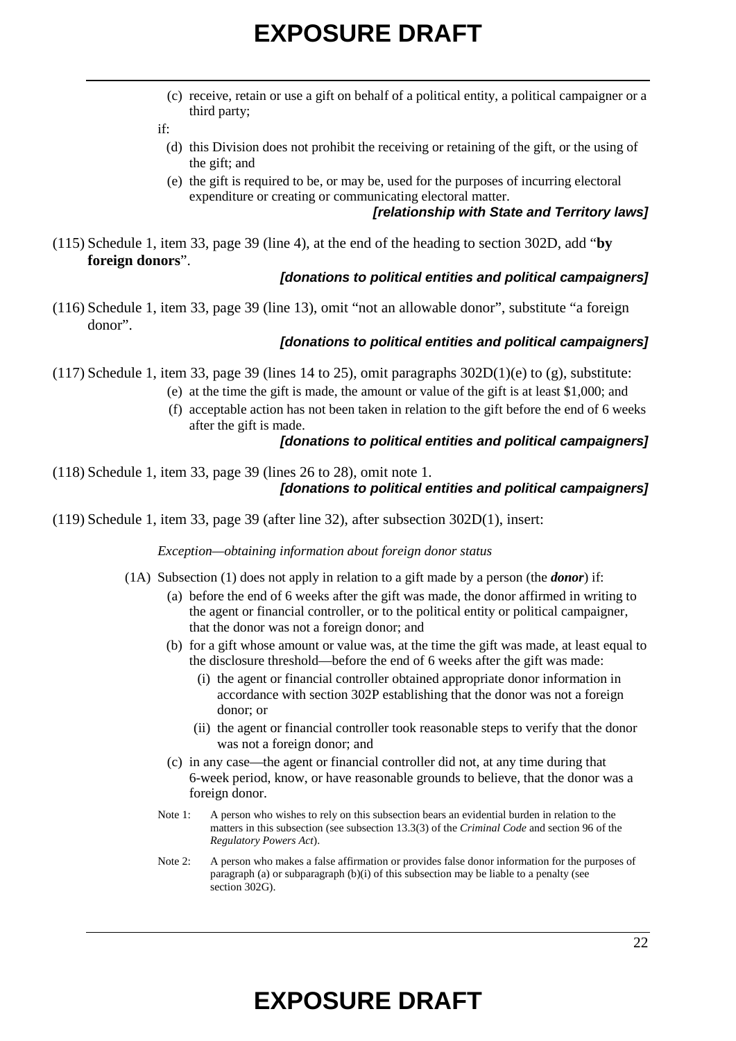(c) receive, retain or use a gift on behalf of a political entity, a political campaigner or a third party;

if:

(d) this Division does not prohibit the receiving or retaining of the gift, or the using of the gift; and

(e) the gift is required to be, or may be, used for the purposes of incurring electoral expenditure or creating or communicating electoral matter.

***[relationship with State and Territory laws]***

(115) Schedule 1, item 33, page 39 (line 4), at the end of the heading to section 302D, add "**by foreign donors**".

***[donations to political entities and political campaigners]***

(116) Schedule 1, item 33, page 39 (line 13), omit "not an allowable donor", substitute "a foreign donor".

***[donations to political entities and political campaigners]***

(117) Schedule 1, item 33, page 39 (lines 14 to 25), omit paragraphs 302D(1)(e) to (g), substitute:

(e) at the time the gift is made, the amount or value of the gift is at least $1,000; and

(f) acceptable action has not been taken in relation to the gift before the end of 6 weeks after the gift is made.

***[donations to political entities and political campaigners]***

(118) Schedule 1, item 33, page 39 (lines 26 to 28), omit note 1.

***[donations to political entities and political campaigners]***

(119) Schedule 1, item 33, page 39 (after line 32), after subsection 302D(1), insert:

*Exception—obtaining information about foreign donor status*

(1A) Subsection (1) does not apply in relation to a gift made by a person (the ***donor***) if:

(a) before the end of 6 weeks after the gift was made, the donor affirmed in writing to the agent or financial controller, or to the political entity or political campaigner, that the donor was not a foreign donor; and

(b) for a gift whose amount or value was, at the time the gift was made, at least equal to the disclosure threshold—before the end of 6 weeks after the gift was made:

(i) the agent or financial controller obtained appropriate donor information in accordance with section 302P establishing that the donor was not a foreign donor; or

(ii) the agent or financial controller took reasonable steps to verify that the donor was not a foreign donor; and

(c) in any case—the agent or financial controller did not, at any time during that 6-week period, know, or have reasonable grounds to believe, that the donor was a foreign donor.

Note 1: A person who wishes to rely on this subsection bears an evidential burden in relation to the matters in this subsection (see subsection 13.3(3) of the *Criminal Code* and section 96 of the *Regulatory Powers Act*).

Note 2: A person who makes a false affirmation or provides false donor information for the purposes of paragraph (a) or subparagraph (b)(i) of this subsection may be liable to a penalty (see section 302G).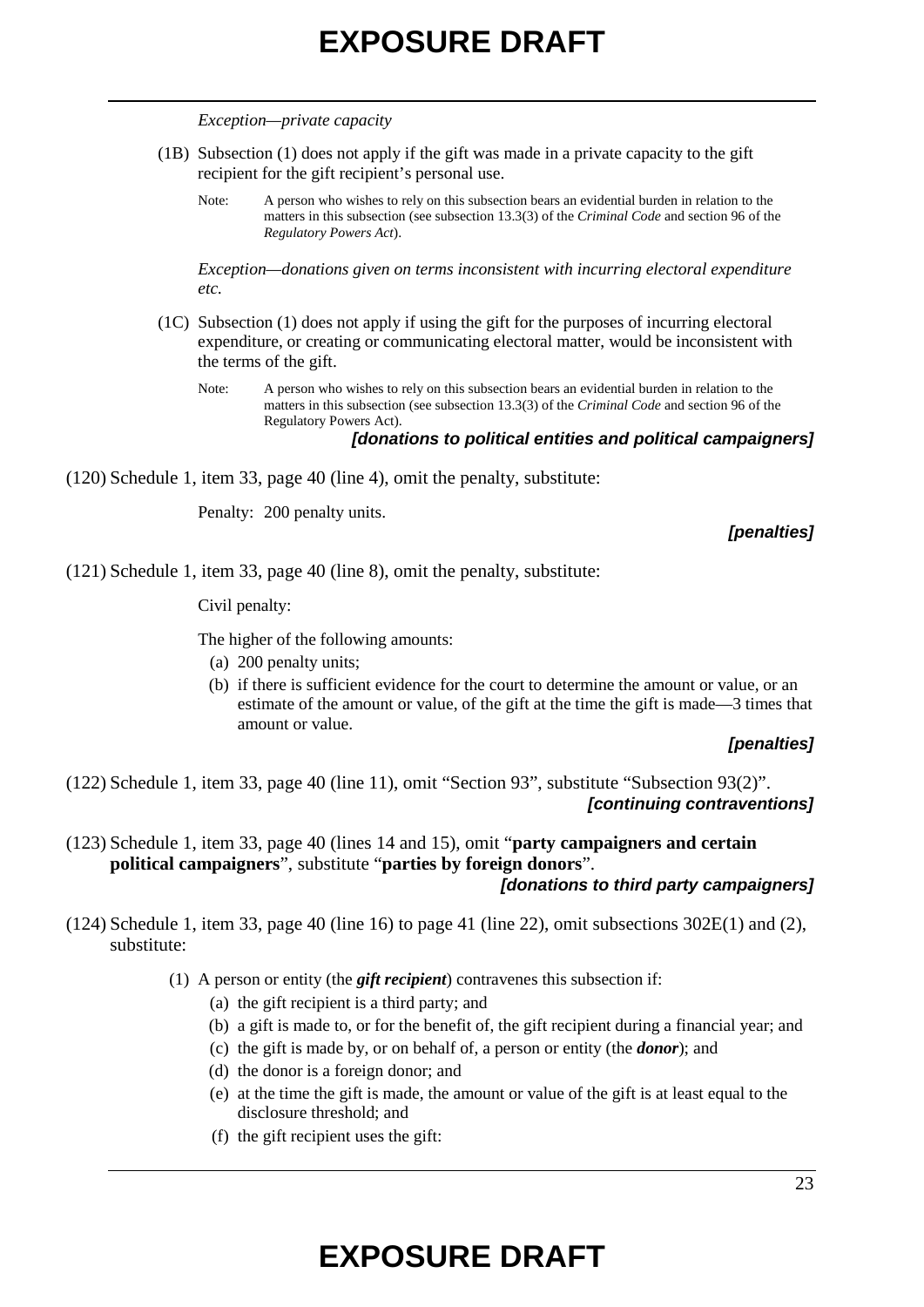*Exception—private capacity*

(1B) Subsection (1) does not apply if the gift was made in a private capacity to the gift recipient for the gift recipient's personal use.

Note: A person who wishes to rely on this subsection bears an evidential burden in relation to the matters in this subsection (see subsection 13.3(3) of the *Criminal Code* and section 96 of the *Regulatory Powers Act*).

*Exception—donations given on terms inconsistent with incurring electoral expenditure etc.*

(1C) Subsection (1) does not apply if using the gift for the purposes of incurring electoral expenditure, or creating or communicating electoral matter, would be inconsistent with the terms of the gift.

Note: A person who wishes to rely on this subsection bears an evidential burden in relation to the matters in this subsection (see subsection 13.3(3) of the *Criminal Code* and section 96 of the Regulatory Powers Act).

***[donations to political entities and political campaigners]***

(120) Schedule 1, item 33, page 40 (line 4), omit the penalty, substitute:

Penalty: 200 penalty units.

***[penalties]***

(121) Schedule 1, item 33, page 40 (line 8), omit the penalty, substitute:

Civil penalty:

The higher of the following amounts:

(a) 200 penalty units;

(b) if there is sufficient evidence for the court to determine the amount or value, or an estimate of the amount or value, of the gift at the time the gift is made—3 times that amount or value.

***[penalties]***

(122) Schedule 1, item 33, page 40 (line 11), omit "Section 93", substitute "Subsection 93(2)".

***[continuing contraventions]***

(123) Schedule 1, item 33, page 40 (lines 14 and 15), omit "**party campaigners and certain political campaigners**", substitute "**parties by foreign donors**".

***[donations to third party campaigners]***

(124) Schedule 1, item 33, page 40 (line 16) to page 41 (line 22), omit subsections 302E(1) and (2), substitute:

(1) A person or entity (the ***gift recipient***) contravenes this subsection if:

(a) the gift recipient is a third party; and

(b) a gift is made to, or for the benefit of, the gift recipient during a financial year; and

(c) the gift is made by, or on behalf of, a person or entity (the ***donor***); and

(d) the donor is a foreign donor; and

(e) at the time the gift is made, the amount or value of the gift is at least equal to the disclosure threshold; and

(f) the gift recipient uses the gift: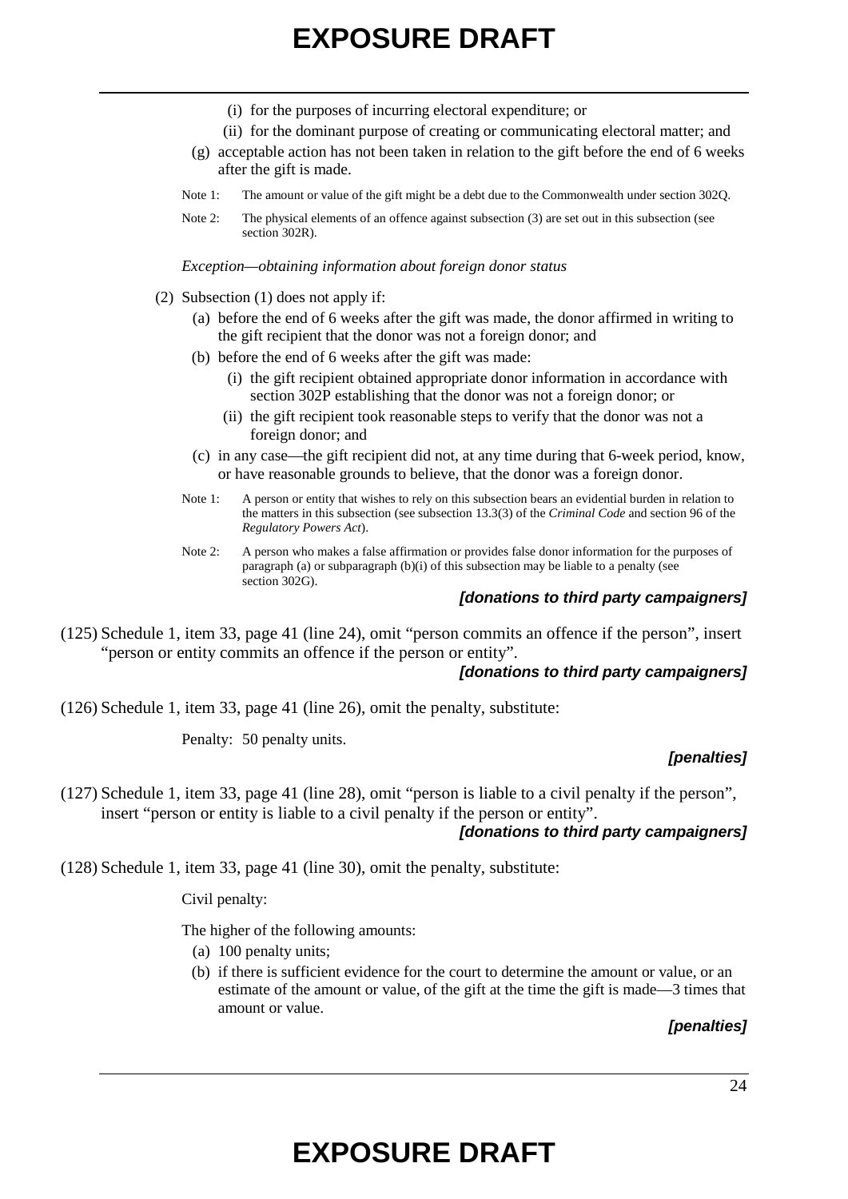(i) for the purposes of incurring electoral expenditure; or

(ii) for the dominant purpose of creating or communicating electoral matter; and

(g) acceptable action has not been taken in relation to the gift before the end of 6 weeks after the gift is made.

Note 1: The amount or value of the gift might be a debt due to the Commonwealth under section 302Q.

Note 2: The physical elements of an offence against subsection (3) are set out in this subsection (see section 302R).

*Exception—obtaining information about foreign donor status*

(2) Subsection (1) does not apply if:

(a) before the end of 6 weeks after the gift was made, the donor affirmed in writing to the gift recipient that the donor was not a foreign donor; and

(b) before the end of 6 weeks after the gift was made:

(i) the gift recipient obtained appropriate donor information in accordance with section 302P establishing that the donor was not a foreign donor; or

(ii) the gift recipient took reasonable steps to verify that the donor was not a foreign donor; and

(c) in any case—the gift recipient did not, at any time during that 6-week period, know, or have reasonable grounds to believe, that the donor was a foreign donor.

Note 1: A person or entity that wishes to rely on this subsection bears an evidential burden in relation to the matters in this subsection (see subsection 13.3(3) of the *Criminal Code* and section 96 of the *Regulatory Powers Act*).

Note 2: A person who makes a false affirmation or provides false donor information for the purposes of paragraph (a) or subparagraph (b)(i) of this subsection may be liable to a penalty (see section 302G).

***[donations to third party campaigners]***

(125) Schedule 1, item 33, page 41 (line 24), omit "person commits an offence if the person", insert "person or entity commits an offence if the person or entity".

***[donations to third party campaigners]***

(126) Schedule 1, item 33, page 41 (line 26), omit the penalty, substitute:

Penalty: 50 penalty units.

***[penalties]***

(127) Schedule 1, item 33, page 41 (line 28), omit "person is liable to a civil penalty if the person", insert "person or entity is liable to a civil penalty if the person or entity".

***[donations to third party campaigners]***

(128) Schedule 1, item 33, page 41 (line 30), omit the penalty, substitute:

Civil penalty:

The higher of the following amounts:

(a) 100 penalty units;

(b) if there is sufficient evidence for the court to determine the amount or value, or an estimate of the amount or value, of the gift at the time the gift is made—3 times that amount or value.

***[penalties]***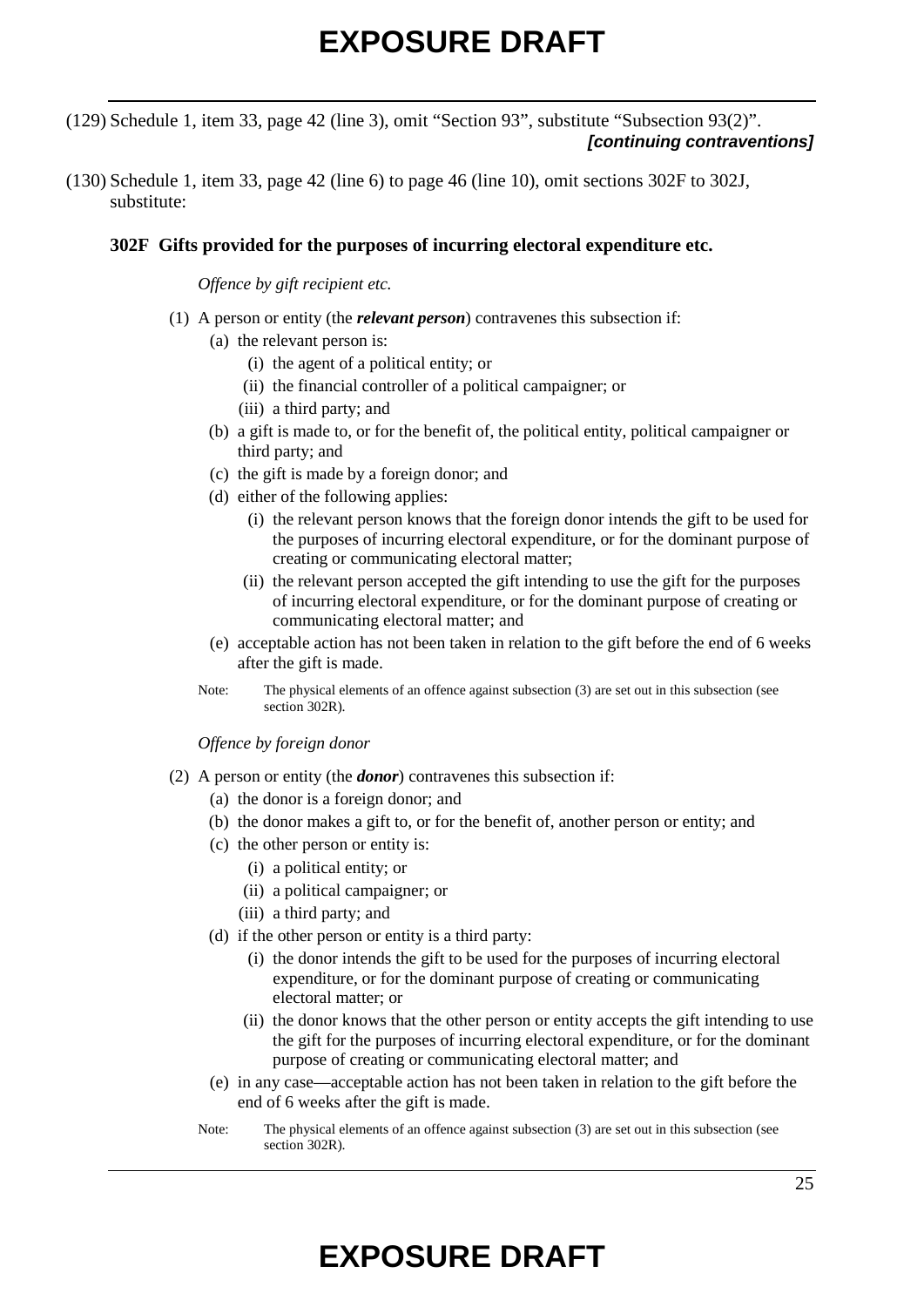# EXPOSURE DRAFT

(129) Schedule 1, item 33, page 42 (line 3), omit "Section 93", substitute "Subsection 93(2)".

***[continuing contraventions]***

(130) Schedule 1, item 33, page 42 (line 6) to page 46 (line 10), omit sections 302F to 302J, substitute:

**302F Gifts provided for the purposes of incurring electoral expenditure etc.**

*Offence by gift recipient etc.*

(1) A person or entity (the ***relevant person***) contravenes this subsection if:

- (a) the relevant person is:
  - (i) the agent of a political entity; or
  - (ii) the financial controller of a political campaigner; or
  - (iii) a third party; and
- (b) a gift is made to, or for the benefit of, the political entity, political campaigner or third party; and
- (c) the gift is made by a foreign donor; and
- (d) either of the following applies:
  - (i) the relevant person knows that the foreign donor intends the gift to be used for the purposes of incurring electoral expenditure, or for the dominant purpose of creating or communicating electoral matter;
  - (ii) the relevant person accepted the gift intending to use the gift for the purposes of incurring electoral expenditure, or for the dominant purpose of creating or communicating electoral matter; and
- (e) acceptable action has not been taken in relation to the gift before the end of 6 weeks after the gift is made.

Note: The physical elements of an offence against subsection (3) are set out in this subsection (see section 302R).

*Offence by foreign donor*

(2) A person or entity (the ***donor***) contravenes this subsection if:

- (a) the donor is a foreign donor; and
- (b) the donor makes a gift to, or for the benefit of, another person or entity; and
- (c) the other person or entity is:
  - (i) a political entity; or
  - (ii) a political campaigner; or
  - (iii) a third party; and
- (d) if the other person or entity is a third party:
  - (i) the donor intends the gift to be used for the purposes of incurring electoral expenditure, or for the dominant purpose of creating or communicating electoral matter; or
  - (ii) the donor knows that the other person or entity accepts the gift intending to use the gift for the purposes of incurring electoral expenditure, or for the dominant purpose of creating or communicating electoral matter; and
- (e) in any case—acceptable action has not been taken in relation to the gift before the end of 6 weeks after the gift is made.

Note: The physical elements of an offence against subsection (3) are set out in this subsection (see section 302R).

# EXPOSURE DRAFT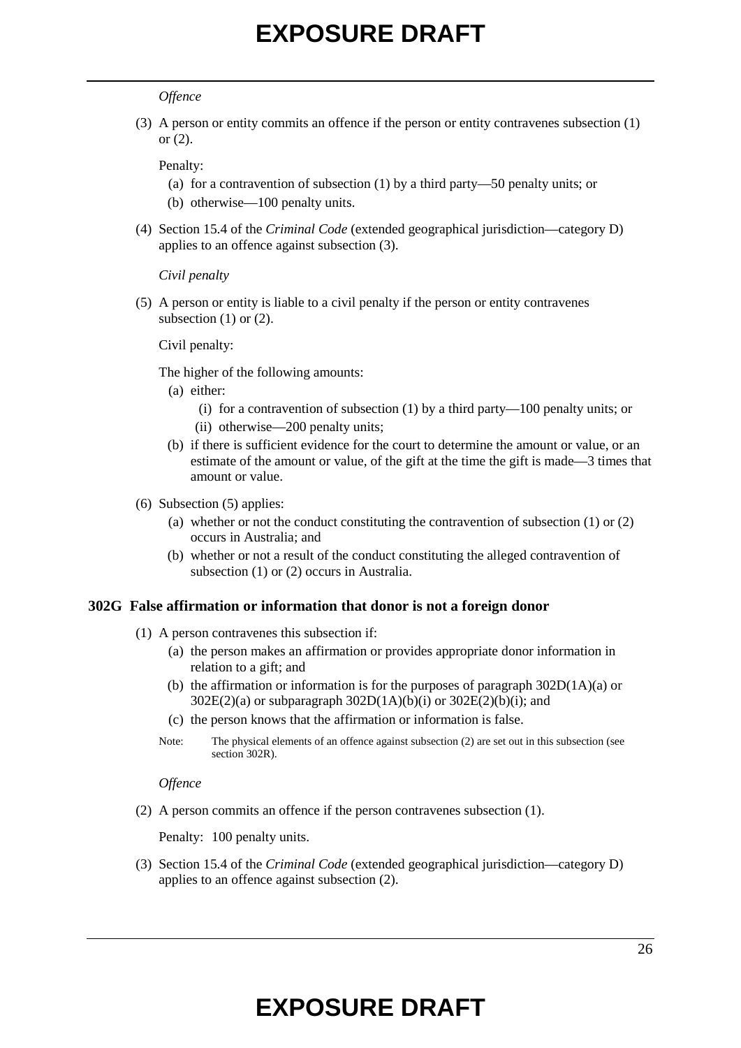*Offence*

(3) A person or entity commits an offence if the person or entity contravenes subsection (1) or (2).

Penalty:

(a) for a contravention of subsection (1) by a third party—50 penalty units; or

(b) otherwise—100 penalty units.

(4) Section 15.4 of the *Criminal Code* (extended geographical jurisdiction—category D) applies to an offence against subsection (3).

*Civil penalty*

(5) A person or entity is liable to a civil penalty if the person or entity contravenes subsection (1) or (2).

Civil penalty:

The higher of the following amounts:

(a) either:

(i) for a contravention of subsection (1) by a third party—100 penalty units; or

(ii) otherwise—200 penalty units;

(b) if there is sufficient evidence for the court to determine the amount or value, or an estimate of the amount or value, of the gift at the time the gift is made—3 times that amount or value.

(6) Subsection (5) applies:

(a) whether or not the conduct constituting the contravention of subsection (1) or (2) occurs in Australia; and

(b) whether or not a result of the conduct constituting the alleged contravention of subsection (1) or (2) occurs in Australia.

### 302G False affirmation or information that donor is not a foreign donor

(1) A person contravenes this subsection if:

(a) the person makes an affirmation or provides appropriate donor information in relation to a gift; and

(b) the affirmation or information is for the purposes of paragraph 302D(1A)(a) or 302E(2)(a) or subparagraph 302D(1A)(b)(i) or 302E(2)(b)(i); and

(c) the person knows that the affirmation or information is false.

Note: The physical elements of an offence against subsection (2) are set out in this subsection (see section 302R).

*Offence*

(2) A person commits an offence if the person contravenes subsection (1).

Penalty: 100 penalty units.

(3) Section 15.4 of the *Criminal Code* (extended geographical jurisdiction—category D) applies to an offence against subsection (2).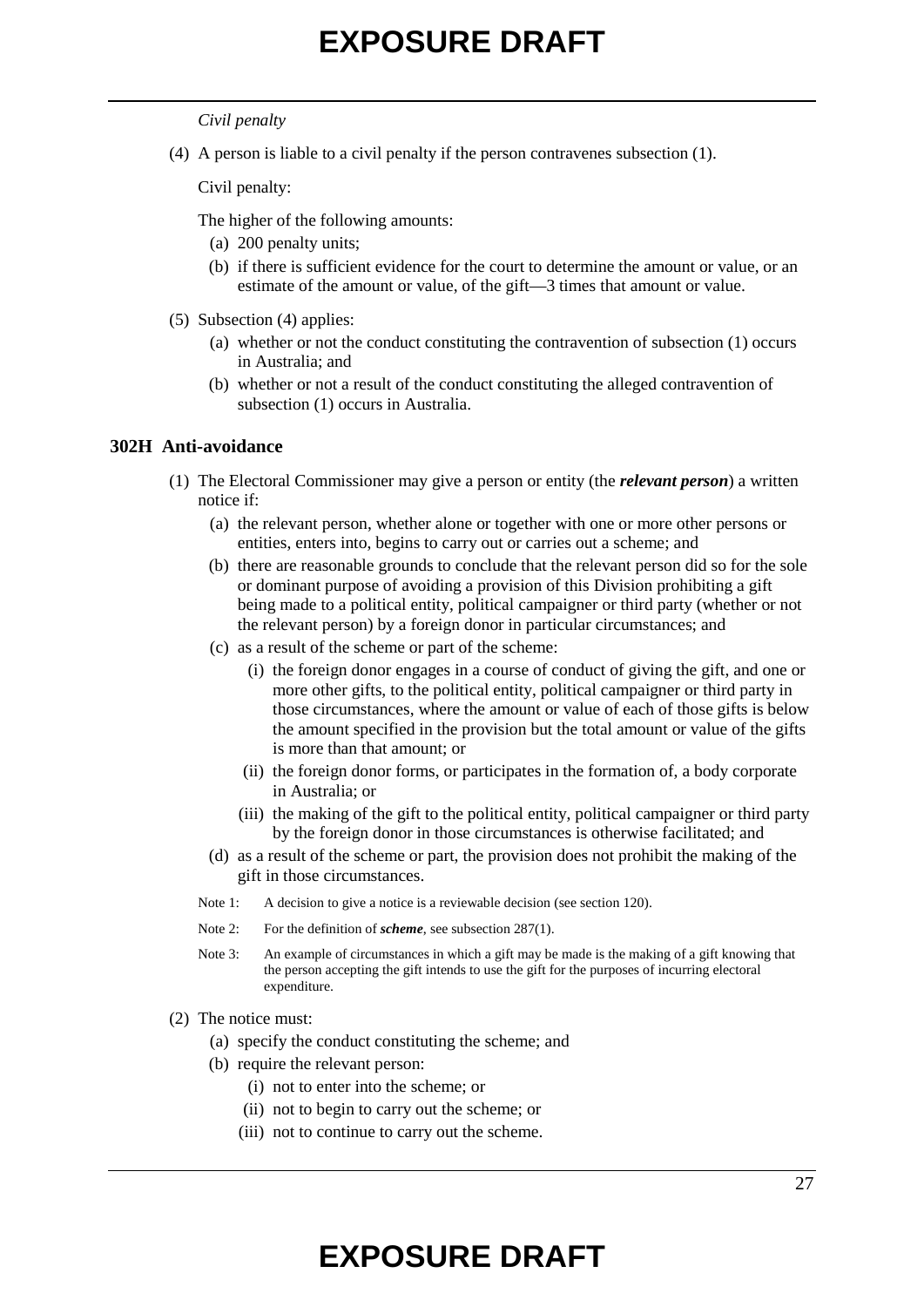*Civil penalty*

(4) A person is liable to a civil penalty if the person contravenes subsection (1).

Civil penalty:

The higher of the following amounts:

(a) 200 penalty units;

(b) if there is sufficient evidence for the court to determine the amount or value, or an estimate of the amount or value, of the gift—3 times that amount or value.

(5) Subsection (4) applies:

(a) whether or not the conduct constituting the contravention of subsection (1) occurs in Australia; and

(b) whether or not a result of the conduct constituting the alleged contravention of subsection (1) occurs in Australia.

### 302H Anti-avoidance

(1) The Electoral Commissioner may give a person or entity (the ***relevant person***) a written notice if:

(a) the relevant person, whether alone or together with one or more other persons or entities, enters into, begins to carry out or carries out a scheme; and

(b) there are reasonable grounds to conclude that the relevant person did so for the sole or dominant purpose of avoiding a provision of this Division prohibiting a gift being made to a political entity, political campaigner or third party (whether or not the relevant person) by a foreign donor in particular circumstances; and

(c) as a result of the scheme or part of the scheme:

(i) the foreign donor engages in a course of conduct of giving the gift, and one or more other gifts, to the political entity, political campaigner or third party in those circumstances, where the amount or value of each of those gifts is below the amount specified in the provision but the total amount or value of the gifts is more than that amount; or

(ii) the foreign donor forms, or participates in the formation of, a body corporate in Australia; or

(iii) the making of the gift to the political entity, political campaigner or third party by the foreign donor in those circumstances is otherwise facilitated; and

(d) as a result of the scheme or part, the provision does not prohibit the making of the gift in those circumstances.

Note 1: A decision to give a notice is a reviewable decision (see section 120).

Note 2: For the definition of ***scheme***, see subsection 287(1).

Note 3: An example of circumstances in which a gift may be made is the making of a gift knowing that the person accepting the gift intends to use the gift for the purposes of incurring electoral expenditure.

(2) The notice must:

(a) specify the conduct constituting the scheme; and

(b) require the relevant person:

(i) not to enter into the scheme; or

(ii) not to begin to carry out the scheme; or

(iii) not to continue to carry out the scheme.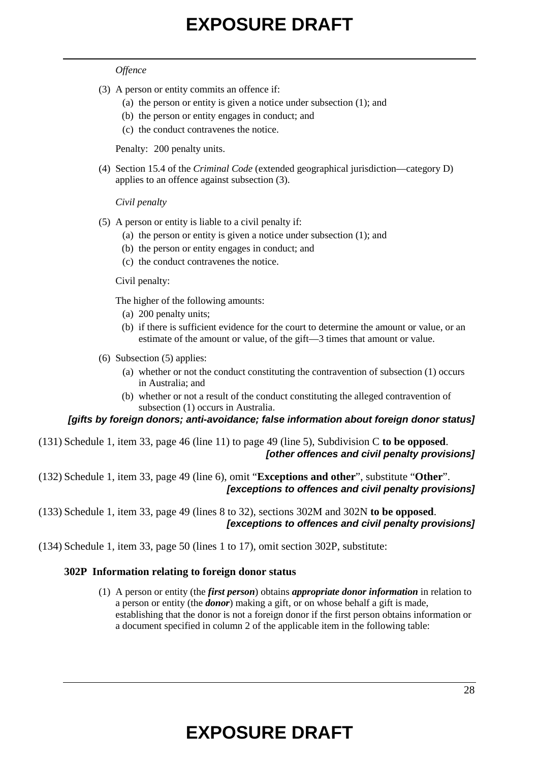*Offence*

(3) A person or entity commits an offence if:

  (a) the person or entity is given a notice under subsection (1); and
  (b) the person or entity engages in conduct; and
  (c) the conduct contravenes the notice.

Penalty: 200 penalty units.

(4) Section 15.4 of the *Criminal Code* (extended geographical jurisdiction—category D) applies to an offence against subsection (3).

*Civil penalty*

(5) A person or entity is liable to a civil penalty if:

  (a) the person or entity is given a notice under subsection (1); and
  (b) the person or entity engages in conduct; and
  (c) the conduct contravenes the notice.

Civil penalty:

The higher of the following amounts:

  (a) 200 penalty units;
  (b) if there is sufficient evidence for the court to determine the amount or value, or an estimate of the amount or value, of the gift—3 times that amount or value.

(6) Subsection (5) applies:

  (a) whether or not the conduct constituting the contravention of subsection (1) occurs in Australia; and
  (b) whether or not a result of the conduct constituting the alleged contravention of subsection (1) occurs in Australia.

***[gifts by foreign donors; anti-avoidance; false information about foreign donor status]***

(131) Schedule 1, item 33, page 46 (line 11) to page 49 (line 5), Subdivision C **to be opposed**.
***[other offences and civil penalty provisions]***

(132) Schedule 1, item 33, page 49 (line 6), omit "**Exceptions and other**", substitute "**Other**".
***[exceptions to offences and civil penalty provisions]***

(133) Schedule 1, item 33, page 49 (lines 8 to 32), sections 302M and 302N **to be opposed**.
***[exceptions to offences and civil penalty provisions]***

(134) Schedule 1, item 33, page 50 (lines 1 to 17), omit section 302P, substitute:

**302P Information relating to foreign donor status**

(1) A person or entity (the ***first person***) obtains ***appropriate donor information*** in relation to a person or entity (the ***donor***) making a gift, or on whose behalf a gift is made, establishing that the donor is not a foreign donor if the first person obtains information or a document specified in column 2 of the applicable item in the following table: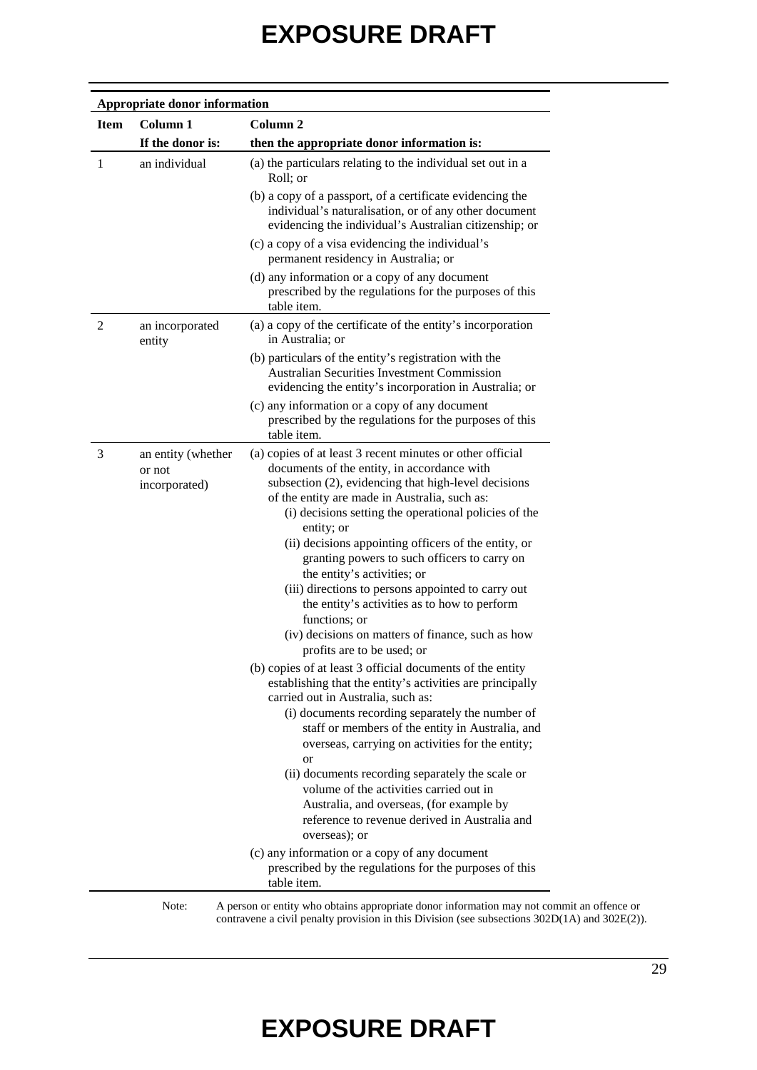| Appropriate donor information | | |
|---|---|---|
| **Item** | **Column 1**<br>**If the donor is:** | **Column 2**<br>**then the appropriate donor information is:** |
| 1 | an individual | (a) the particulars relating to the individual set out in a Roll; or<br>(b) a copy of a passport, of a certificate evidencing the individual's naturalisation, or of any other document evidencing the individual's Australian citizenship; or<br>(c) a copy of a visa evidencing the individual's permanent residency in Australia; or<br>(d) any information or a copy of any document prescribed by the regulations for the purposes of this table item. |
| 2 | an incorporated entity | (a) a copy of the certificate of the entity's incorporation in Australia; or<br>(b) particulars of the entity's registration with the Australian Securities Investment Commission evidencing the entity's incorporation in Australia; or<br>(c) any information or a copy of any document prescribed by the regulations for the purposes of this table item. |
| 3 | an entity (whether or not incorporated) | (a) copies of at least 3 recent minutes or other official documents of the entity, in accordance with subsection (2), evidencing that high-level decisions of the entity are made in Australia, such as:<br>(i) decisions setting the operational policies of the entity; or<br>(ii) decisions appointing officers of the entity, or granting powers to such officers to carry on the entity's activities; or<br>(iii) directions to persons appointed to carry out the entity's activities as to how to perform functions; or<br>(iv) decisions on matters of finance, such as how profits are to be used; or<br>(b) copies of at least 3 official documents of the entity establishing that the entity's activities are principally carried out in Australia, such as:<br>(i) documents recording separately the number of staff or members of the entity in Australia, and overseas, carrying on activities for the entity; or<br>(ii) documents recording separately the scale or volume of the activities carried out in Australia, and overseas, (for example by reference to revenue derived in Australia and overseas); or<br>(c) any information or a copy of any document prescribed by the regulations for the purposes of this table item. |

Note: A person or entity who obtains appropriate donor information may not commit an offence or contravene a civil penalty provision in this Division (see subsections 302D(1A) and 302E(2)).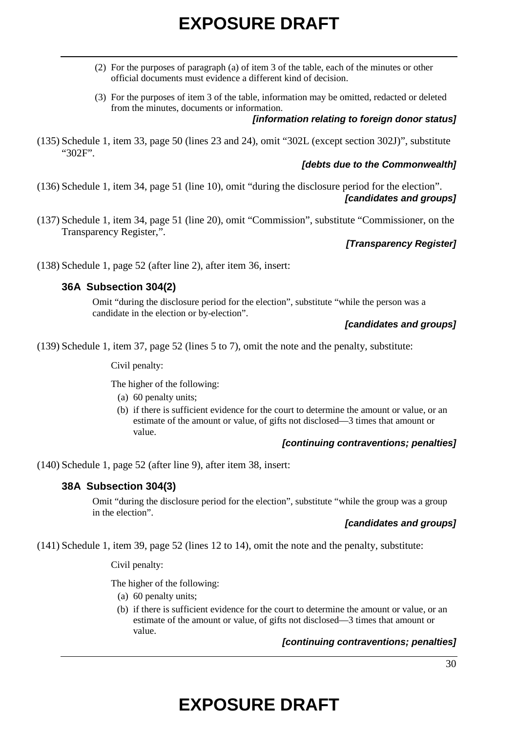(2) For the purposes of paragraph (a) of item 3 of the table, each of the minutes or other official documents must evidence a different kind of decision.

(3) For the purposes of item 3 of the table, information may be omitted, redacted or deleted from the minutes, documents or information.

***[information relating to foreign donor status]***

(135) Schedule 1, item 33, page 50 (lines 23 and 24), omit "302L (except section 302J)", substitute "302F".

***[debts due to the Commonwealth]***

(136) Schedule 1, item 34, page 51 (line 10), omit "during the disclosure period for the election".

***[candidates and groups]***

(137) Schedule 1, item 34, page 51 (line 20), omit "Commission", substitute "Commissioner, on the Transparency Register,".

***[Transparency Register]***

(138) Schedule 1, page 52 (after line 2), after item 36, insert:

### 36A Subsection 304(2)

Omit "during the disclosure period for the election", substitute "while the person was a candidate in the election or by-election".

***[candidates and groups]***

(139) Schedule 1, item 37, page 52 (lines 5 to 7), omit the note and the penalty, substitute:

Civil penalty:

The higher of the following:

(a) 60 penalty units;

(b) if there is sufficient evidence for the court to determine the amount or value, or an estimate of the amount or value, of gifts not disclosed—3 times that amount or value.

***[continuing contraventions; penalties]***

(140) Schedule 1, page 52 (after line 9), after item 38, insert:

### 38A Subsection 304(3)

Omit "during the disclosure period for the election", substitute "while the group was a group in the election".

***[candidates and groups]***

(141) Schedule 1, item 39, page 52 (lines 12 to 14), omit the note and the penalty, substitute:

Civil penalty:

The higher of the following:

(a) 60 penalty units;

(b) if there is sufficient evidence for the court to determine the amount or value, or an estimate of the amount or value, of gifts not disclosed—3 times that amount or value.

***[continuing contraventions; penalties]***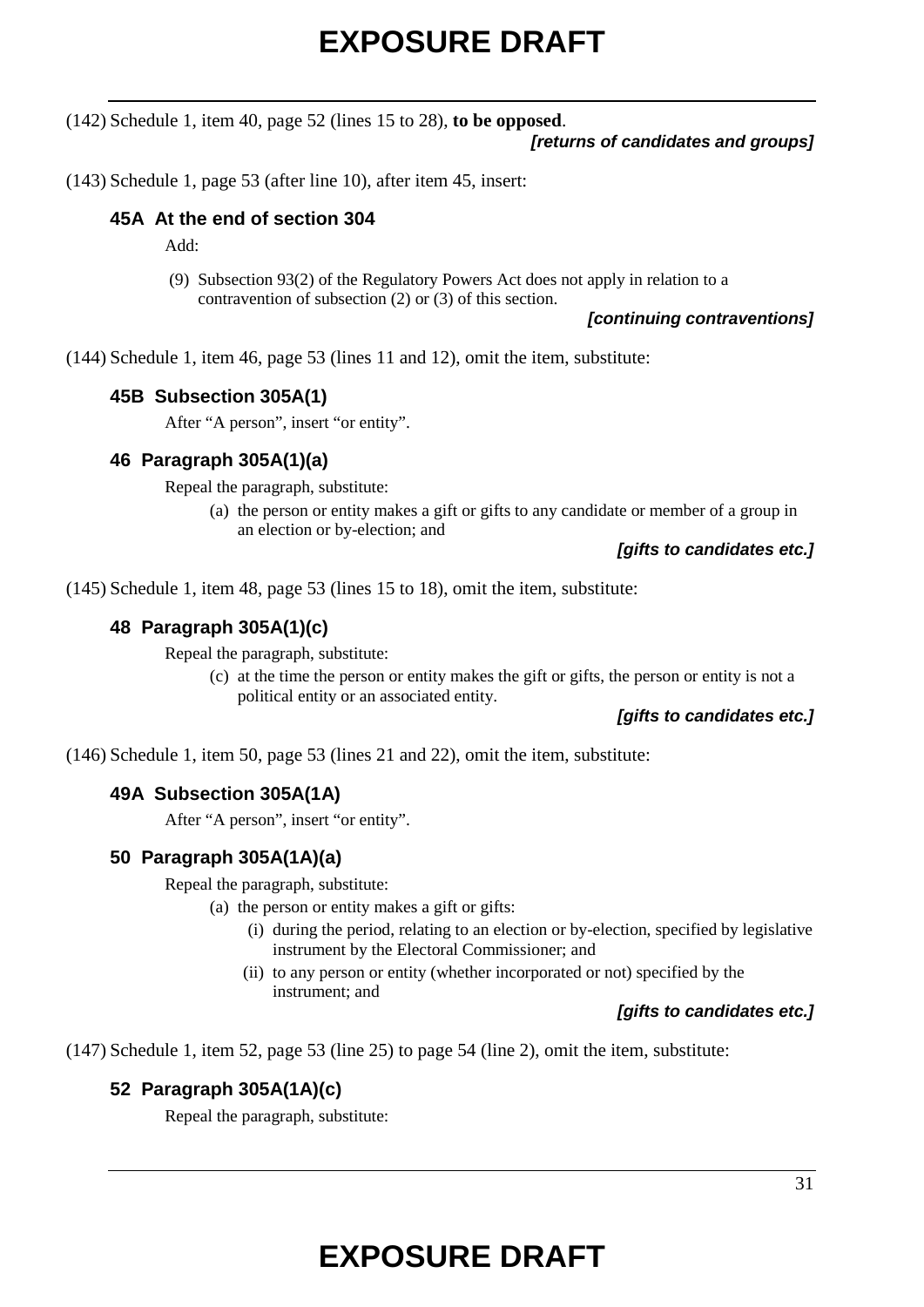(142) Schedule 1, item 40, page 52 (lines 15 to 28), **to be opposed**.

***[returns of candidates and groups]***

(143) Schedule 1, page 53 (after line 10), after item 45, insert:

### 45A At the end of section 304

Add:

(9) Subsection 93(2) of the Regulatory Powers Act does not apply in relation to a contravention of subsection (2) or (3) of this section.

***[continuing contraventions]***

(144) Schedule 1, item 46, page 53 (lines 11 and 12), omit the item, substitute:

### 45B Subsection 305A(1)

After "A person", insert "or entity".

### 46 Paragraph 305A(1)(a)

Repeal the paragraph, substitute:

(a) the person or entity makes a gift or gifts to any candidate or member of a group in an election or by-election; and

***[gifts to candidates etc.]***

(145) Schedule 1, item 48, page 53 (lines 15 to 18), omit the item, substitute:

### 48 Paragraph 305A(1)(c)

Repeal the paragraph, substitute:

(c) at the time the person or entity makes the gift or gifts, the person or entity is not a political entity or an associated entity.

***[gifts to candidates etc.]***

(146) Schedule 1, item 50, page 53 (lines 21 and 22), omit the item, substitute:

### 49A Subsection 305A(1A)

After "A person", insert "or entity".

### 50 Paragraph 305A(1A)(a)

Repeal the paragraph, substitute:

(a) the person or entity makes a gift or gifts:

(i) during the period, relating to an election or by-election, specified by legislative instrument by the Electoral Commissioner; and

(ii) to any person or entity (whether incorporated or not) specified by the instrument; and

***[gifts to candidates etc.]***

(147) Schedule 1, item 52, page 53 (line 25) to page 54 (line 2), omit the item, substitute:

### 52 Paragraph 305A(1A)(c)

Repeal the paragraph, substitute: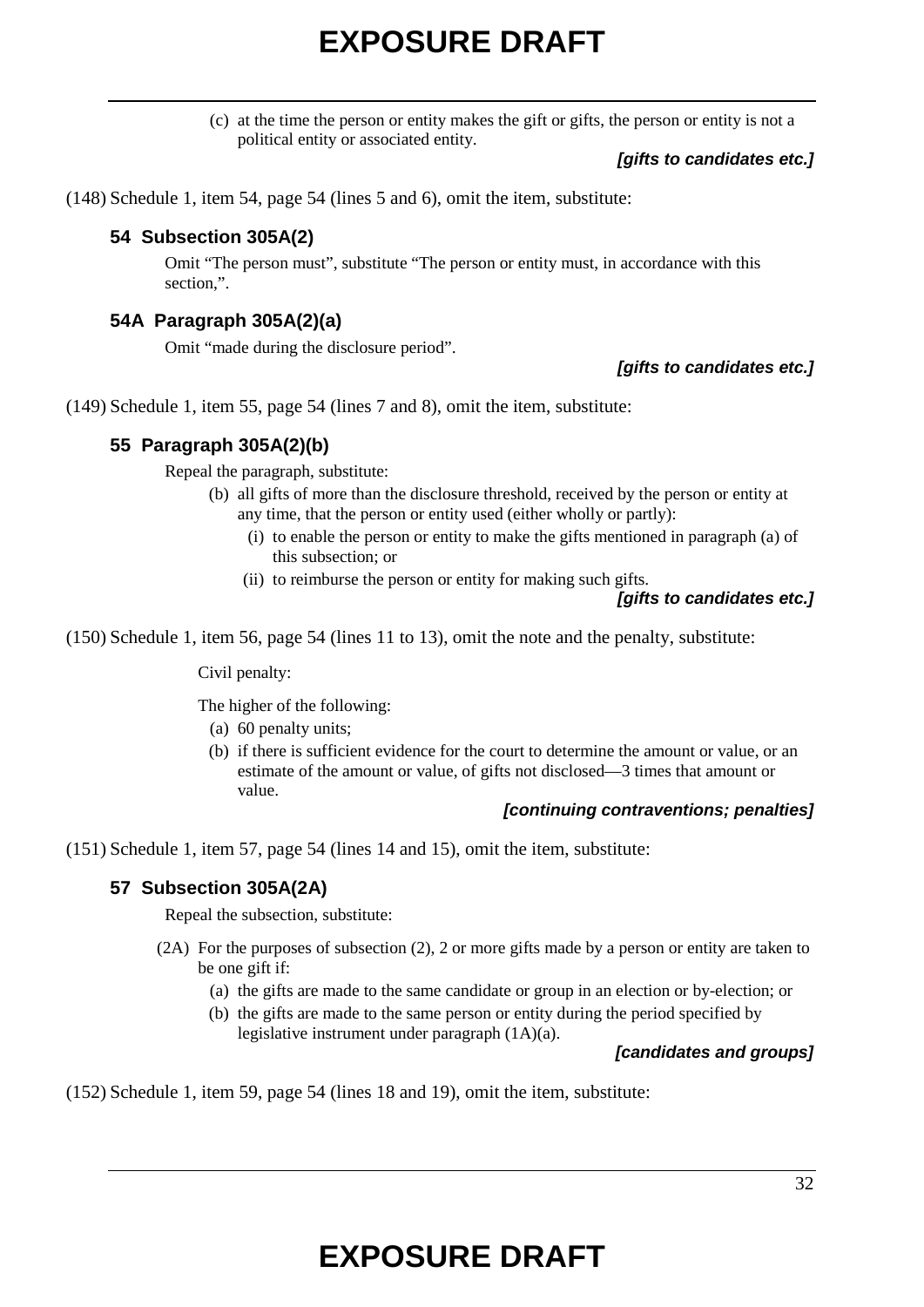(c) at the time the person or entity makes the gift or gifts, the person or entity is not a political entity or associated entity.

***[gifts to candidates etc.]***

(148) Schedule 1, item 54, page 54 (lines 5 and 6), omit the item, substitute:

### 54 Subsection 305A(2)

Omit "The person must", substitute "The person or entity must, in accordance with this section,".

### 54A Paragraph 305A(2)(a)

Omit "made during the disclosure period".

***[gifts to candidates etc.]***

(149) Schedule 1, item 55, page 54 (lines 7 and 8), omit the item, substitute:

### 55 Paragraph 305A(2)(b)

Repeal the paragraph, substitute:

(b) all gifts of more than the disclosure threshold, received by the person or entity at any time, that the person or entity used (either wholly or partly):

(i) to enable the person or entity to make the gifts mentioned in paragraph (a) of this subsection; or

(ii) to reimburse the person or entity for making such gifts.

***[gifts to candidates etc.]***

(150) Schedule 1, item 56, page 54 (lines 11 to 13), omit the note and the penalty, substitute:

Civil penalty:

The higher of the following:

(a) 60 penalty units;

(b) if there is sufficient evidence for the court to determine the amount or value, or an estimate of the amount or value, of gifts not disclosed—3 times that amount or value.

***[continuing contraventions; penalties]***

(151) Schedule 1, item 57, page 54 (lines 14 and 15), omit the item, substitute:

### 57 Subsection 305A(2A)

Repeal the subsection, substitute:

(2A) For the purposes of subsection (2), 2 or more gifts made by a person or entity are taken to be one gift if:

(a) the gifts are made to the same candidate or group in an election or by-election; or

(b) the gifts are made to the same person or entity during the period specified by legislative instrument under paragraph (1A)(a).

***[candidates and groups]***

(152) Schedule 1, item 59, page 54 (lines 18 and 19), omit the item, substitute: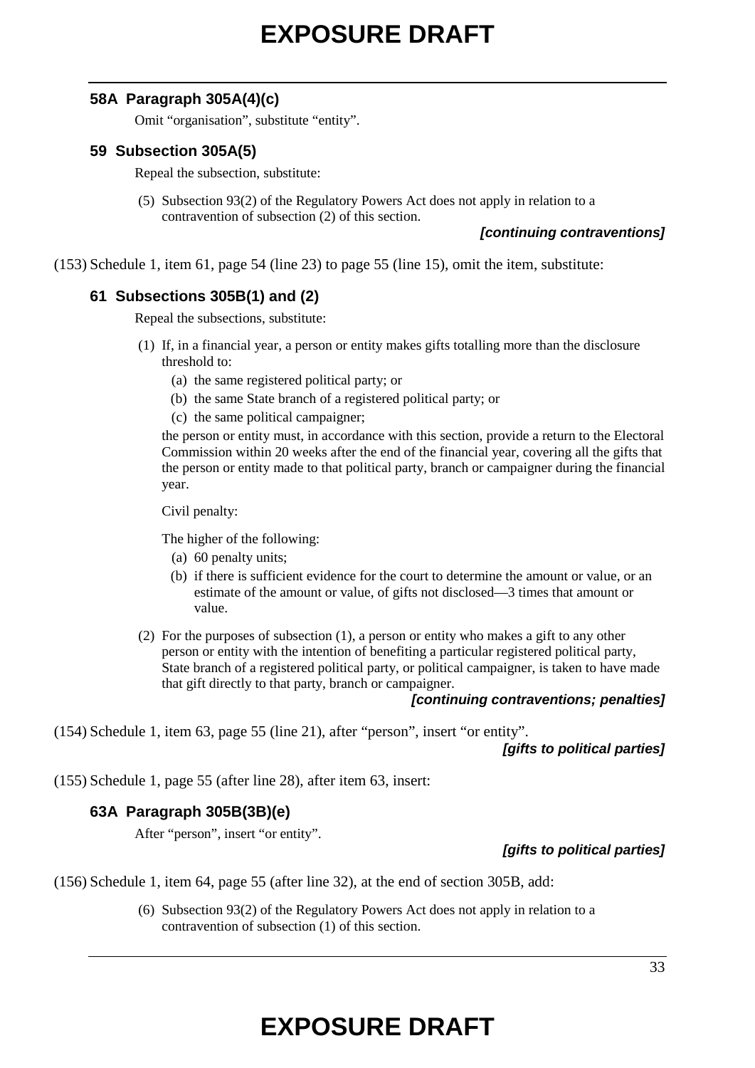### 58A Paragraph 305A(4)(c)

Omit “organisation”, substitute “entity”.

### 59 Subsection 305A(5)

Repeal the subsection, substitute:

(5) Subsection 93(2) of the Regulatory Powers Act does not apply in relation to a contravention of subsection (2) of this section.

***[continuing contraventions]***

(153) Schedule 1, item 61, page 54 (line 23) to page 55 (line 15), omit the item, substitute:

### 61 Subsections 305B(1) and (2)

Repeal the subsections, substitute:

(1) If, in a financial year, a person or entity makes gifts totalling more than the disclosure threshold to:

- (a) the same registered political party; or
- (b) the same State branch of a registered political party; or
- (c) the same political campaigner;

the person or entity must, in accordance with this section, provide a return to the Electoral Commission within 20 weeks after the end of the financial year, covering all the gifts that the person or entity made to that political party, branch or campaigner during the financial year.

Civil penalty:

The higher of the following:

- (a) 60 penalty units;
- (b) if there is sufficient evidence for the court to determine the amount or value, or an estimate of the amount or value, of gifts not disclosed—3 times that amount or value.

(2) For the purposes of subsection (1), a person or entity who makes a gift to any other person or entity with the intention of benefiting a particular registered political party, State branch of a registered political party, or political campaigner, is taken to have made that gift directly to that party, branch or campaigner.

***[continuing contraventions; penalties]***

(154) Schedule 1, item 63, page 55 (line 21), after “person”, insert “or entity”.

***[gifts to political parties]***

(155) Schedule 1, page 55 (after line 28), after item 63, insert:

### 63A Paragraph 305B(3B)(e)

After “person”, insert “or entity”.

***[gifts to political parties]***

(156) Schedule 1, item 64, page 55 (after line 32), at the end of section 305B, add:

(6) Subsection 93(2) of the Regulatory Powers Act does not apply in relation to a contravention of subsection (1) of this section.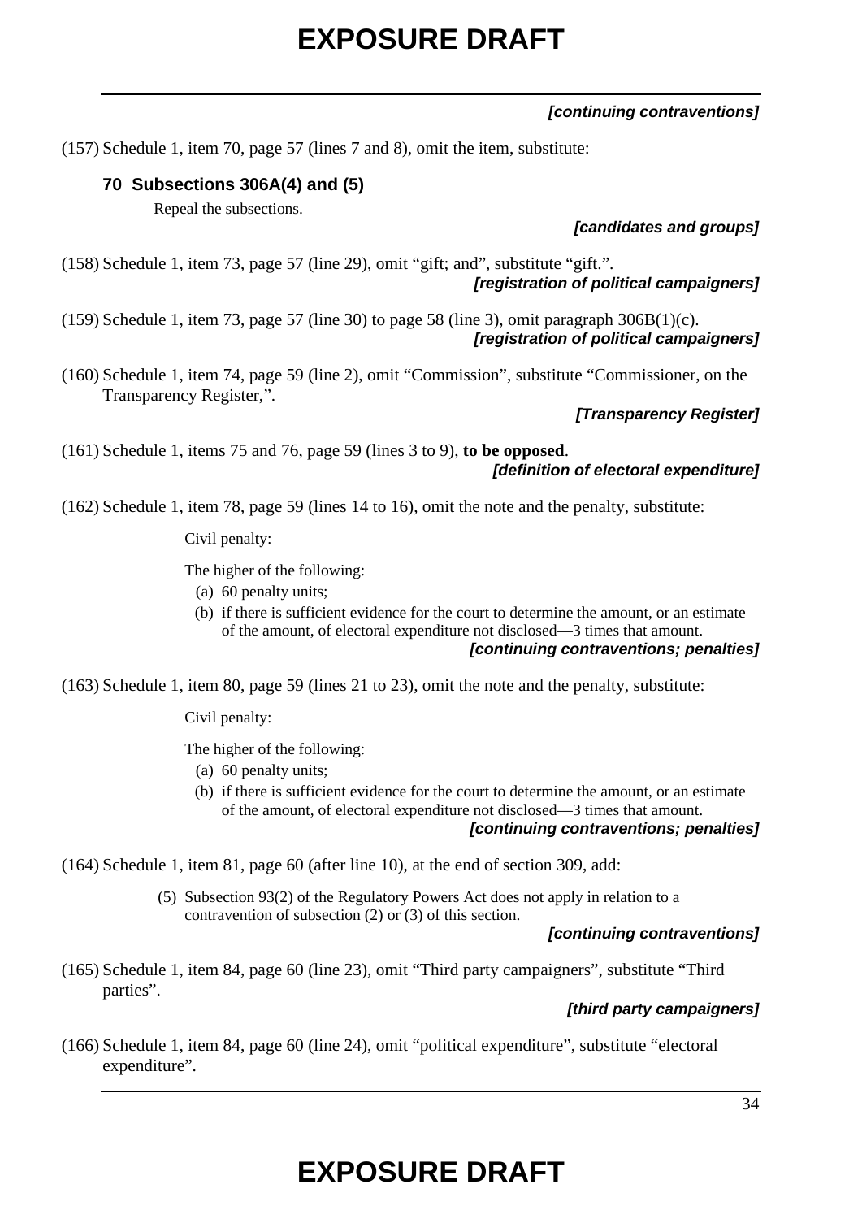*[continuing contraventions]*

(157) Schedule 1, item 70, page 57 (lines 7 and 8), omit the item, substitute:

**70 Subsections 306A(4) and (5)**

Repeal the subsections.

*[candidates and groups]*

(158) Schedule 1, item 73, page 57 (line 29), omit "gift; and", substitute "gift.".

*[registration of political campaigners]*

(159) Schedule 1, item 73, page 57 (line 30) to page 58 (line 3), omit paragraph 306B(1)(c).

*[registration of political campaigners]*

(160) Schedule 1, item 74, page 59 (line 2), omit "Commission", substitute "Commissioner, on the Transparency Register,".

*[Transparency Register]*

(161) Schedule 1, items 75 and 76, page 59 (lines 3 to 9), **to be opposed**.

*[definition of electoral expenditure]*

(162) Schedule 1, item 78, page 59 (lines 14 to 16), omit the note and the penalty, substitute:

Civil penalty:

The higher of the following:

(a) 60 penalty units;

(b) if there is sufficient evidence for the court to determine the amount, or an estimate of the amount, of electoral expenditure not disclosed—3 times that amount.

*[continuing contraventions; penalties]*

(163) Schedule 1, item 80, page 59 (lines 21 to 23), omit the note and the penalty, substitute:

Civil penalty:

The higher of the following:

(a) 60 penalty units;

(b) if there is sufficient evidence for the court to determine the amount, or an estimate of the amount, of electoral expenditure not disclosed—3 times that amount.

*[continuing contraventions; penalties]*

(164) Schedule 1, item 81, page 60 (after line 10), at the end of section 309, add:

(5) Subsection 93(2) of the Regulatory Powers Act does not apply in relation to a contravention of subsection (2) or (3) of this section.

*[continuing contraventions]*

(165) Schedule 1, item 84, page 60 (line 23), omit "Third party campaigners", substitute "Third parties".

*[third party campaigners]*

(166) Schedule 1, item 84, page 60 (line 24), omit "political expenditure", substitute "electoral expenditure".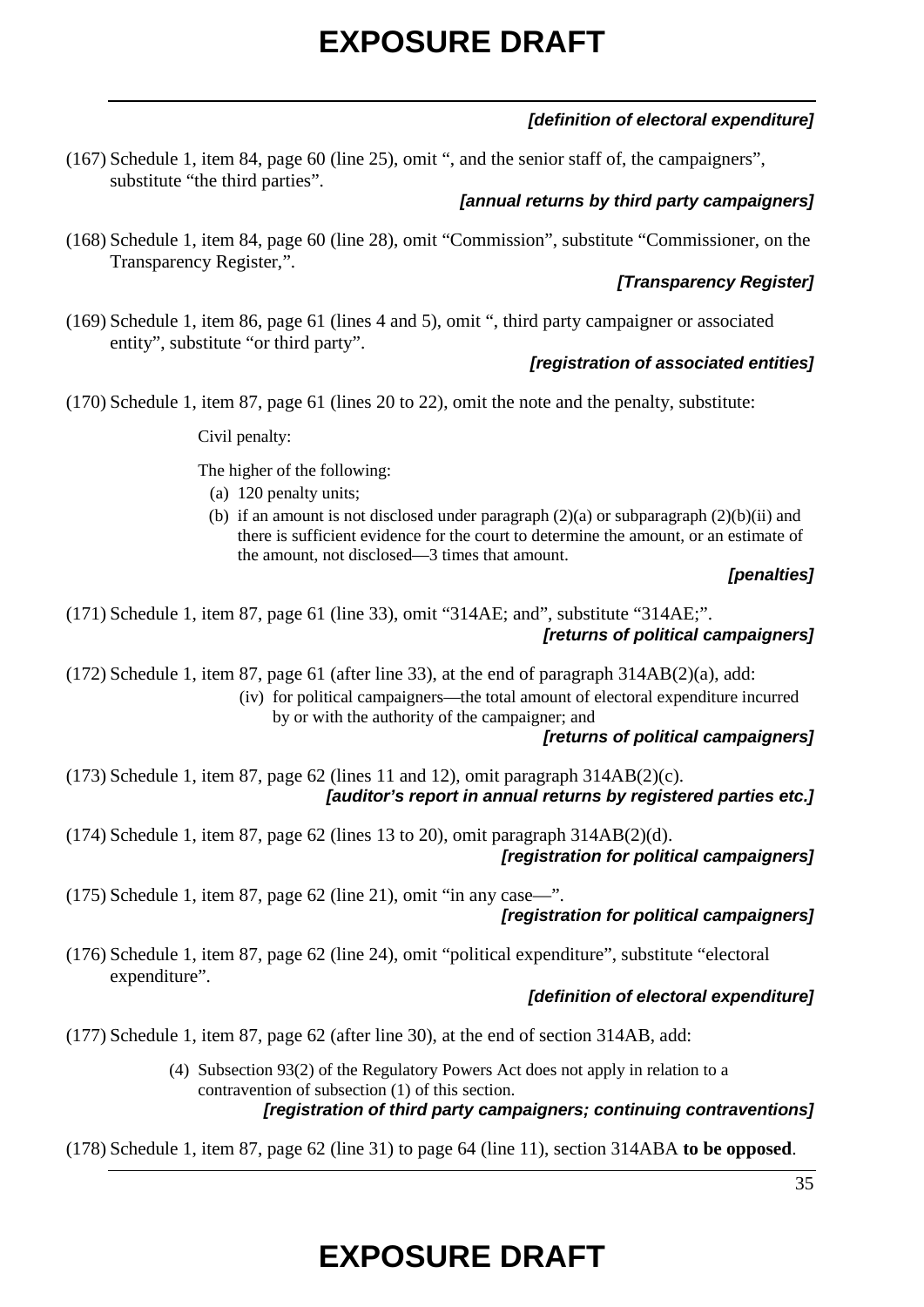# EXPOSURE DRAFT

***[definition of electoral expenditure]***

(167) Schedule 1, item 84, page 60 (line 25), omit ", and the senior staff of, the campaigners", substitute "the third parties".

***[annual returns by third party campaigners]***

(168) Schedule 1, item 84, page 60 (line 28), omit "Commission", substitute "Commissioner, on the Transparency Register,".

***[Transparency Register]***

(169) Schedule 1, item 86, page 61 (lines 4 and 5), omit ", third party campaigner or associated entity", substitute "or third party".

***[registration of associated entities]***

(170) Schedule 1, item 87, page 61 (lines 20 to 22), omit the note and the penalty, substitute:

Civil penalty:

The higher of the following:

(a) 120 penalty units;

(b) if an amount is not disclosed under paragraph (2)(a) or subparagraph (2)(b)(ii) and there is sufficient evidence for the court to determine the amount, or an estimate of the amount, not disclosed—3 times that amount.

***[penalties]***

(171) Schedule 1, item 87, page 61 (line 33), omit "314AE; and", substitute "314AE;".

***[returns of political campaigners]***

(172) Schedule 1, item 87, page 61 (after line 33), at the end of paragraph 314AB(2)(a), add:

(iv) for political campaigners—the total amount of electoral expenditure incurred by or with the authority of the campaigner; and

***[returns of political campaigners]***

(173) Schedule 1, item 87, page 62 (lines 11 and 12), omit paragraph 314AB(2)(c).

***[auditor's report in annual returns by registered parties etc.]***

(174) Schedule 1, item 87, page 62 (lines 13 to 20), omit paragraph 314AB(2)(d).

***[registration for political campaigners]***

(175) Schedule 1, item 87, page 62 (line 21), omit "in any case—".

***[registration for political campaigners]***

(176) Schedule 1, item 87, page 62 (line 24), omit "political expenditure", substitute "electoral expenditure".

***[definition of electoral expenditure]***

(177) Schedule 1, item 87, page 62 (after line 30), at the end of section 314AB, add:

(4) Subsection 93(2) of the Regulatory Powers Act does not apply in relation to a contravention of subsection (1) of this section.

***[registration of third party campaigners; continuing contraventions]***

(178) Schedule 1, item 87, page 62 (line 31) to page 64 (line 11), section 314ABA **to be opposed**.

# EXPOSURE DRAFT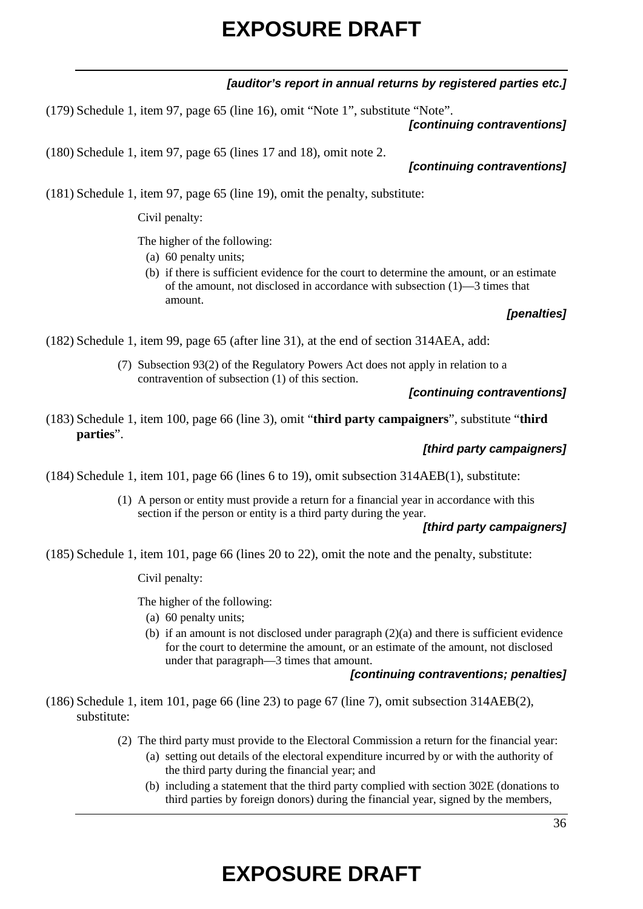***[auditor's report in annual returns by registered parties etc.]***

(179) Schedule 1, item 97, page 65 (line 16), omit "Note 1", substitute "Note".

***[continuing contraventions]***

(180) Schedule 1, item 97, page 65 (lines 17 and 18), omit note 2.

***[continuing contraventions]***

(181) Schedule 1, item 97, page 65 (line 19), omit the penalty, substitute:

Civil penalty:

The higher of the following:

(a) 60 penalty units;

(b) if there is sufficient evidence for the court to determine the amount, or an estimate of the amount, not disclosed in accordance with subsection (1)—3 times that amount.

***[penalties]***

(182) Schedule 1, item 99, page 65 (after line 31), at the end of section 314AEA, add:

(7) Subsection 93(2) of the Regulatory Powers Act does not apply in relation to a contravention of subsection (1) of this section.

***[continuing contraventions]***

(183) Schedule 1, item 100, page 66 (line 3), omit "**third party campaigners**", substitute "**third parties**".

***[third party campaigners]***

(184) Schedule 1, item 101, page 66 (lines 6 to 19), omit subsection 314AEB(1), substitute:

(1) A person or entity must provide a return for a financial year in accordance with this section if the person or entity is a third party during the year.

***[third party campaigners]***

(185) Schedule 1, item 101, page 66 (lines 20 to 22), omit the note and the penalty, substitute:

Civil penalty:

The higher of the following:

(a) 60 penalty units;

(b) if an amount is not disclosed under paragraph (2)(a) and there is sufficient evidence for the court to determine the amount, or an estimate of the amount, not disclosed under that paragraph—3 times that amount.

***[continuing contraventions; penalties]***

(186) Schedule 1, item 101, page 66 (line 23) to page 67 (line 7), omit subsection 314AEB(2), substitute:

(2) The third party must provide to the Electoral Commission a return for the financial year:

(a) setting out details of the electoral expenditure incurred by or with the authority of the third party during the financial year; and

(b) including a statement that the third party complied with section 302E (donations to third parties by foreign donors) during the financial year, signed by the members,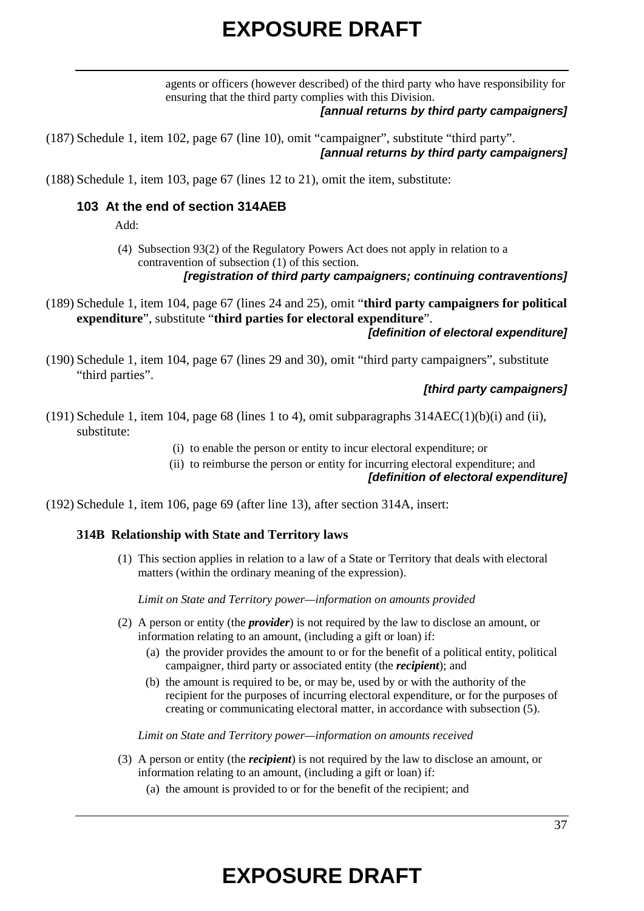agents or officers (however described) of the third party who have responsibility for ensuring that the third party complies with this Division.

***[annual returns by third party campaigners]***

(187) Schedule 1, item 102, page 67 (line 10), omit "campaigner", substitute "third party".

***[annual returns by third party campaigners]***

(188) Schedule 1, item 103, page 67 (lines 12 to 21), omit the item, substitute:

### 103 At the end of section 314AEB

Add:

(4) Subsection 93(2) of the Regulatory Powers Act does not apply in relation to a contravention of subsection (1) of this section.

***[registration of third party campaigners; continuing contraventions]***

(189) Schedule 1, item 104, page 67 (lines 24 and 25), omit "**third party campaigners for political expenditure**", substitute "**third parties for electoral expenditure**".

***[definition of electoral expenditure]***

(190) Schedule 1, item 104, page 67 (lines 29 and 30), omit "third party campaigners", substitute "third parties".

***[third party campaigners]***

(191) Schedule 1, item 104, page 68 (lines 1 to 4), omit subparagraphs 314AEC(1)(b)(i) and (ii), substitute:

(i) to enable the person or entity to incur electoral expenditure; or

(ii) to reimburse the person or entity for incurring electoral expenditure; and

***[definition of electoral expenditure]***

(192) Schedule 1, item 106, page 69 (after line 13), after section 314A, insert:

### 314B Relationship with State and Territory laws

(1) This section applies in relation to a law of a State or Territory that deals with electoral matters (within the ordinary meaning of the expression).

*Limit on State and Territory power—information on amounts provided*

(2) A person or entity (the ***provider***) is not required by the law to disclose an amount, or information relating to an amount, (including a gift or loan) if:

(a) the provider provides the amount to or for the benefit of a political entity, political campaigner, third party or associated entity (the ***recipient***); and

(b) the amount is required to be, or may be, used by or with the authority of the recipient for the purposes of incurring electoral expenditure, or for the purposes of creating or communicating electoral matter, in accordance with subsection (5).

*Limit on State and Territory power—information on amounts received*

(3) A person or entity (the ***recipient***) is not required by the law to disclose an amount, or information relating to an amount, (including a gift or loan) if:

(a) the amount is provided to or for the benefit of the recipient; and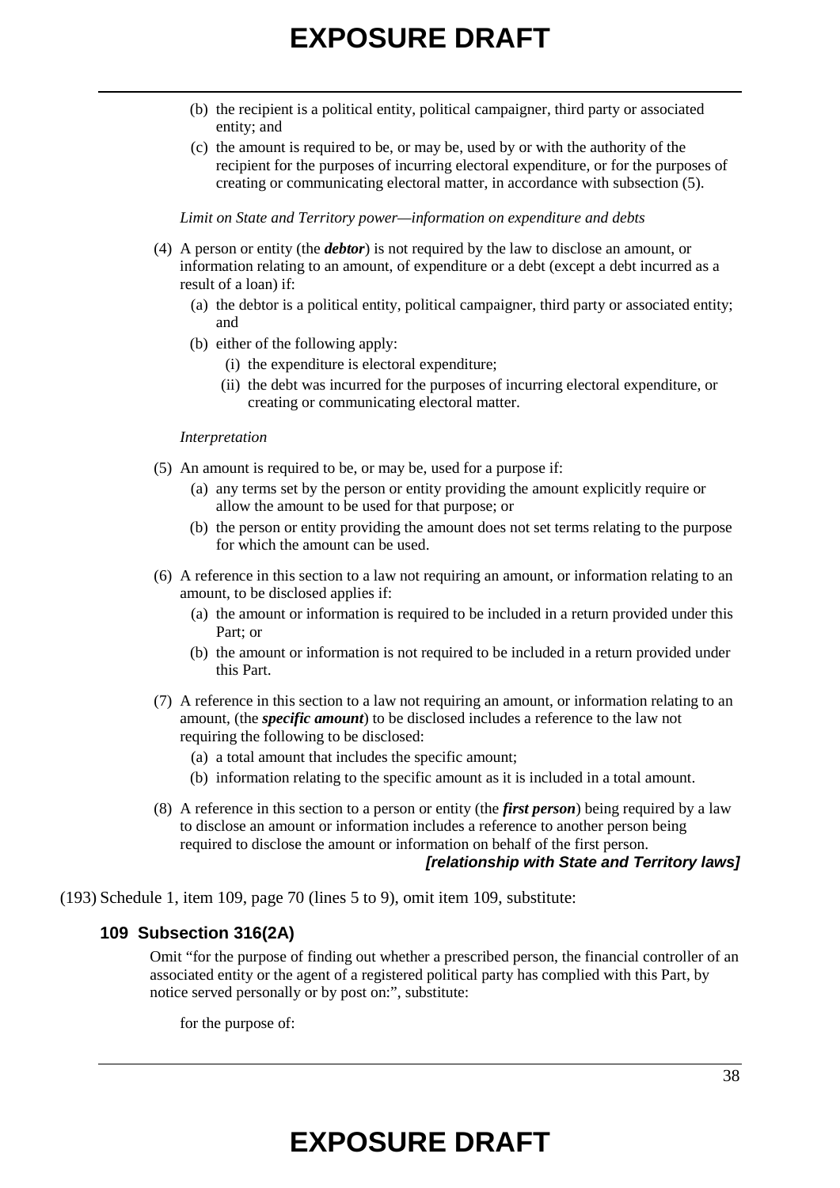(b) the recipient is a political entity, political campaigner, third party or associated entity; and

(c) the amount is required to be, or may be, used by or with the authority of the recipient for the purposes of incurring electoral expenditure, or for the purposes of creating or communicating electoral matter, in accordance with subsection (5).

*Limit on State and Territory power—information on expenditure and debts*

(4) A person or entity (the ***debtor***) is not required by the law to disclose an amount, or information relating to an amount, of expenditure or a debt (except a debt incurred as a result of a loan) if:

(a) the debtor is a political entity, political campaigner, third party or associated entity; and

(b) either of the following apply:

(i) the expenditure is electoral expenditure;

(ii) the debt was incurred for the purposes of incurring electoral expenditure, or creating or communicating electoral matter.

*Interpretation*

(5) An amount is required to be, or may be, used for a purpose if:

(a) any terms set by the person or entity providing the amount explicitly require or allow the amount to be used for that purpose; or

(b) the person or entity providing the amount does not set terms relating to the purpose for which the amount can be used.

(6) A reference in this section to a law not requiring an amount, or information relating to an amount, to be disclosed applies if:

(a) the amount or information is required to be included in a return provided under this Part; or

(b) the amount or information is not required to be included in a return provided under this Part.

(7) A reference in this section to a law not requiring an amount, or information relating to an amount, (the ***specific amount***) to be disclosed includes a reference to the law not requiring the following to be disclosed:

(a) a total amount that includes the specific amount;

(b) information relating to the specific amount as it is included in a total amount.

(8) A reference in this section to a person or entity (the ***first person***) being required by a law to disclose an amount or information includes a reference to another person being required to disclose the amount or information on behalf of the first person.

***[relationship with State and Territory laws]***

(193) Schedule 1, item 109, page 70 (lines 5 to 9), omit item 109, substitute:

### 109 Subsection 316(2A)

Omit "for the purpose of finding out whether a prescribed person, the financial controller of an associated entity or the agent of a registered political party has complied with this Part, by notice served personally or by post on:", substitute:

for the purpose of: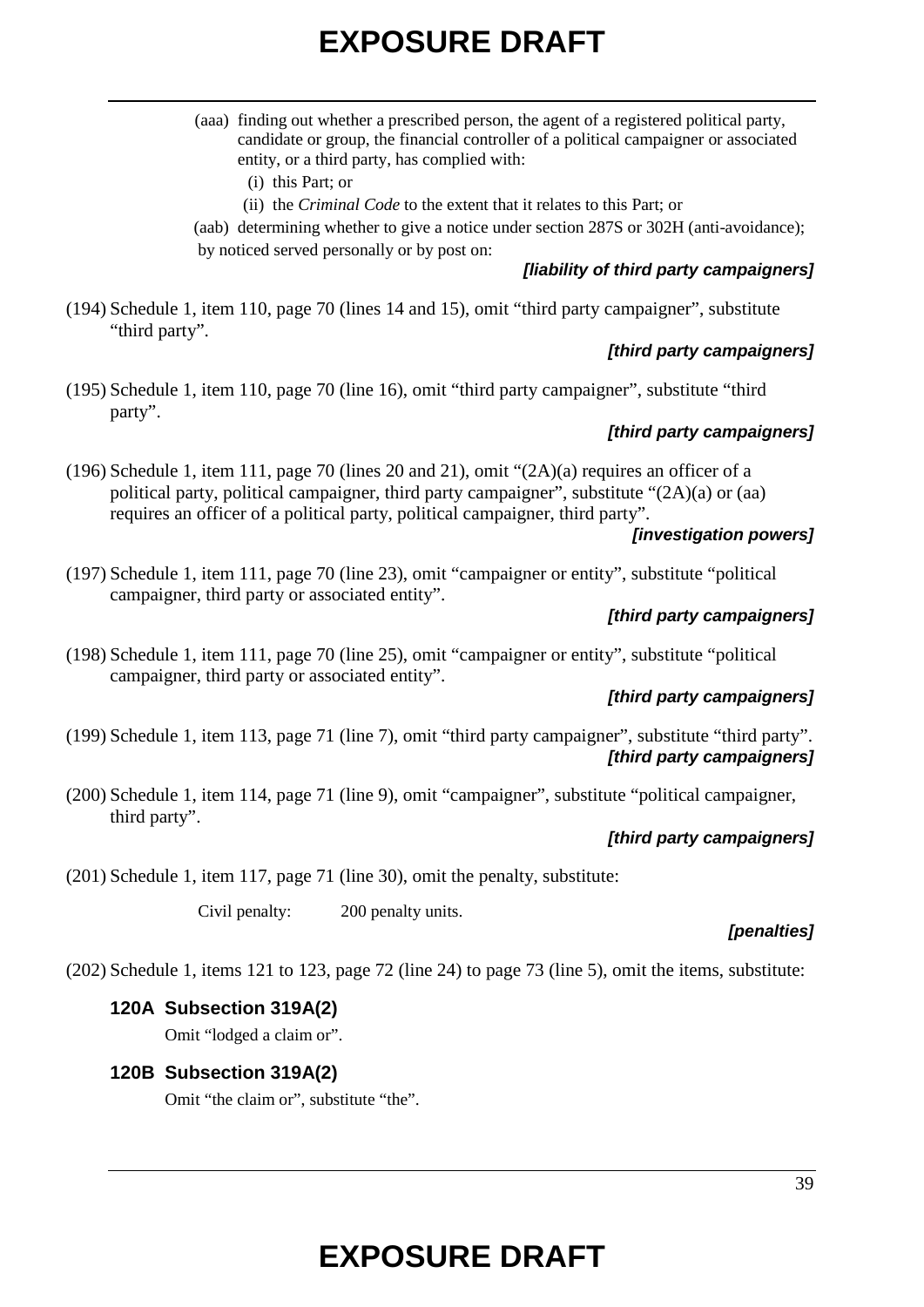(aaa) finding out whether a prescribed person, the agent of a registered political party, candidate or group, the financial controller of a political campaigner or associated entity, or a third party, has complied with:

(i) this Part; or

(ii) the *Criminal Code* to the extent that it relates to this Part; or

(aab) determining whether to give a notice under section 287S or 302H (anti-avoidance);

by noticed served personally or by post on:

***[liability of third party campaigners]***

(194) Schedule 1, item 110, page 70 (lines 14 and 15), omit "third party campaigner", substitute "third party".

***[third party campaigners]***

(195) Schedule 1, item 110, page 70 (line 16), omit "third party campaigner", substitute "third party".

***[third party campaigners]***

(196) Schedule 1, item 111, page 70 (lines 20 and 21), omit "(2A)(a) requires an officer of a political party, political campaigner, third party campaigner", substitute "(2A)(a) or (aa) requires an officer of a political party, political campaigner, third party".

***[investigation powers]***

(197) Schedule 1, item 111, page 70 (line 23), omit "campaigner or entity", substitute "political campaigner, third party or associated entity".

***[third party campaigners]***

(198) Schedule 1, item 111, page 70 (line 25), omit "campaigner or entity", substitute "political campaigner, third party or associated entity".

***[third party campaigners]***

(199) Schedule 1, item 113, page 71 (line 7), omit "third party campaigner", substitute "third party".

***[third party campaigners]***

(200) Schedule 1, item 114, page 71 (line 9), omit "campaigner", substitute "political campaigner, third party".

***[third party campaigners]***

(201) Schedule 1, item 117, page 71 (line 30), omit the penalty, substitute:

Civil penalty: 200 penalty units.

***[penalties]***

(202) Schedule 1, items 121 to 123, page 72 (line 24) to page 73 (line 5), omit the items, substitute:

### 120A Subsection 319A(2)

Omit "lodged a claim or".

### 120B Subsection 319A(2)

Omit "the claim or", substitute "the".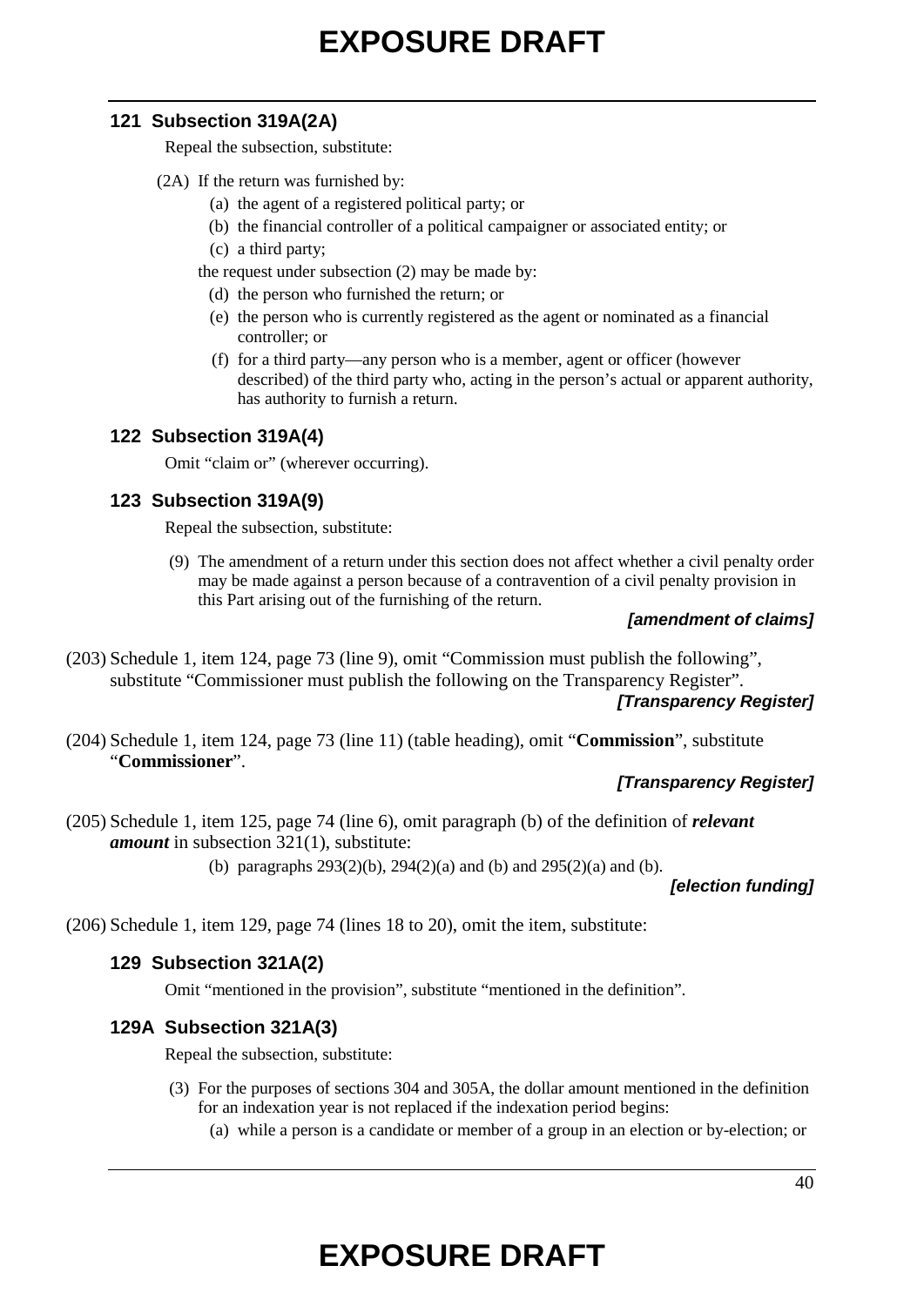### 121 Subsection 319A(2A)

Repeal the subsection, substitute:

(2A) If the return was furnished by:

(a) the agent of a registered political party; or

(b) the financial controller of a political campaigner or associated entity; or

(c) a third party;

the request under subsection (2) may be made by:

(d) the person who furnished the return; or

(e) the person who is currently registered as the agent or nominated as a financial controller; or

(f) for a third party—any person who is a member, agent or officer (however described) of the third party who, acting in the person's actual or apparent authority, has authority to furnish a return.

### 122 Subsection 319A(4)

Omit "claim or" (wherever occurring).

### 123 Subsection 319A(9)

Repeal the subsection, substitute:

(9) The amendment of a return under this section does not affect whether a civil penalty order may be made against a person because of a contravention of a civil penalty provision in this Part arising out of the furnishing of the return.

***[amendment of claims]***

(203) Schedule 1, item 124, page 73 (line 9), omit "Commission must publish the following", substitute "Commissioner must publish the following on the Transparency Register".

***[Transparency Register]***

(204) Schedule 1, item 124, page 73 (line 11) (table heading), omit "**Commission**", substitute "**Commissioner**".

***[Transparency Register]***

(205) Schedule 1, item 125, page 74 (line 6), omit paragraph (b) of the definition of ***relevant amount*** in subsection 321(1), substitute:

(b) paragraphs 293(2)(b), 294(2)(a) and (b) and 295(2)(a) and (b).

***[election funding]***

(206) Schedule 1, item 129, page 74 (lines 18 to 20), omit the item, substitute:

### 129 Subsection 321A(2)

Omit "mentioned in the provision", substitute "mentioned in the definition".

### 129A Subsection 321A(3)

Repeal the subsection, substitute:

(3) For the purposes of sections 304 and 305A, the dollar amount mentioned in the definition for an indexation year is not replaced if the indexation period begins:

(a) while a person is a candidate or member of a group in an election or by-election; or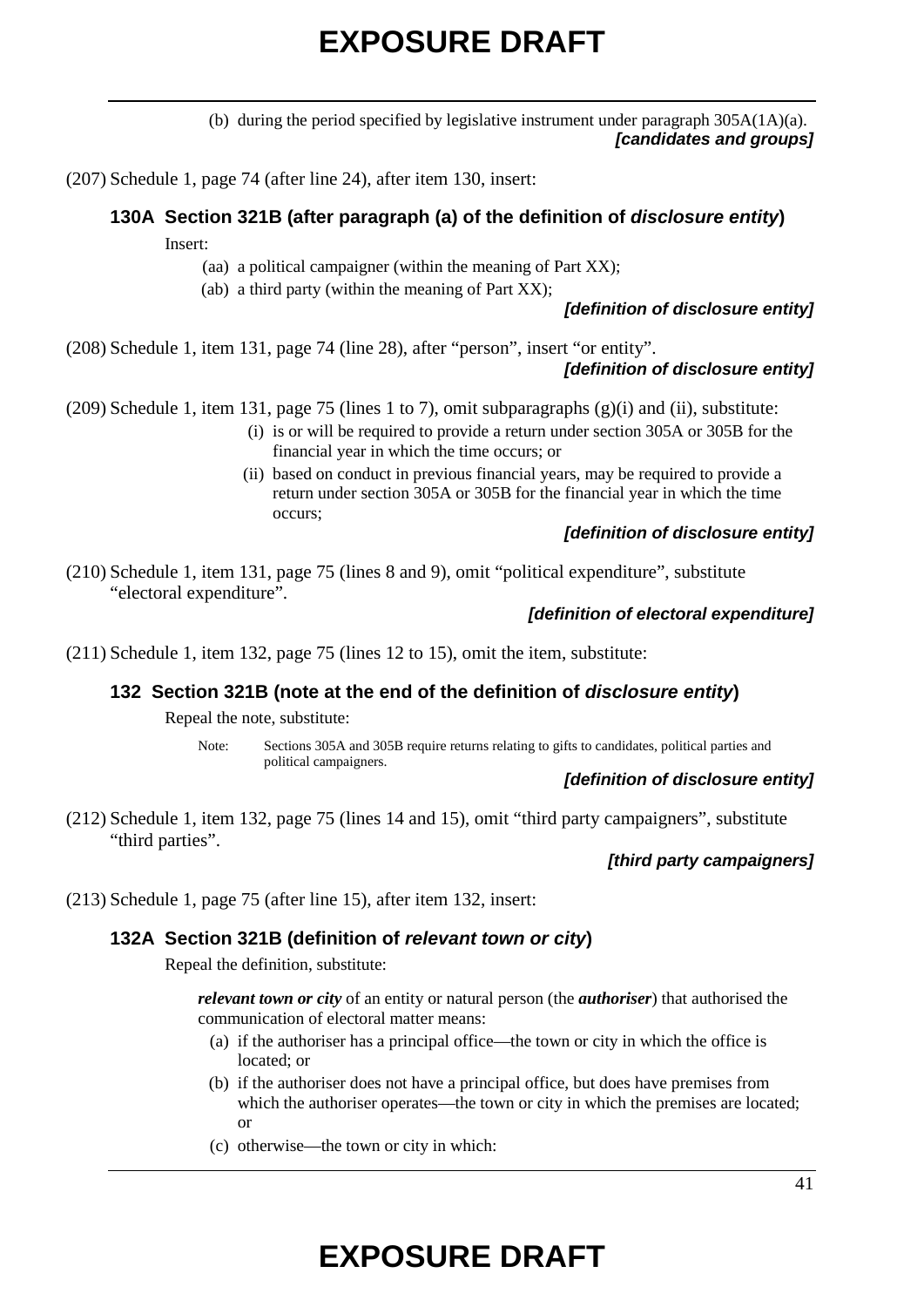(b) during the period specified by legislative instrument under paragraph 305A(1A)(a).

***[candidates and groups]***

(207) Schedule 1, page 74 (after line 24), after item 130, insert:

### 130A Section 321B (after paragraph (a) of the definition of *disclosure entity*)

Insert:

(aa) a political campaigner (within the meaning of Part XX);

(ab) a third party (within the meaning of Part XX);

***[definition of disclosure entity]***

(208) Schedule 1, item 131, page 74 (line 28), after "person", insert "or entity".

***[definition of disclosure entity]***

(209) Schedule 1, item 131, page 75 (lines 1 to 7), omit subparagraphs (g)(i) and (ii), substitute:

(i) is or will be required to provide a return under section 305A or 305B for the financial year in which the time occurs; or

(ii) based on conduct in previous financial years, may be required to provide a return under section 305A or 305B for the financial year in which the time occurs;

***[definition of disclosure entity]***

(210) Schedule 1, item 131, page 75 (lines 8 and 9), omit "political expenditure", substitute "electoral expenditure".

***[definition of electoral expenditure]***

(211) Schedule 1, item 132, page 75 (lines 12 to 15), omit the item, substitute:

### 132 Section 321B (note at the end of the definition of *disclosure entity*)

Repeal the note, substitute:

Note: Sections 305A and 305B require returns relating to gifts to candidates, political parties and political campaigners.

***[definition of disclosure entity]***

(212) Schedule 1, item 132, page 75 (lines 14 and 15), omit "third party campaigners", substitute "third parties".

***[third party campaigners]***

(213) Schedule 1, page 75 (after line 15), after item 132, insert:

### 132A Section 321B (definition of *relevant town or city*)

Repeal the definition, substitute:

***relevant town or city*** of an entity or natural person (the ***authoriser***) that authorised the communication of electoral matter means:

(a) if the authoriser has a principal office—the town or city in which the office is located; or

(b) if the authoriser does not have a principal office, but does have premises from which the authoriser operates—the town or city in which the premises are located; or

(c) otherwise—the town or city in which: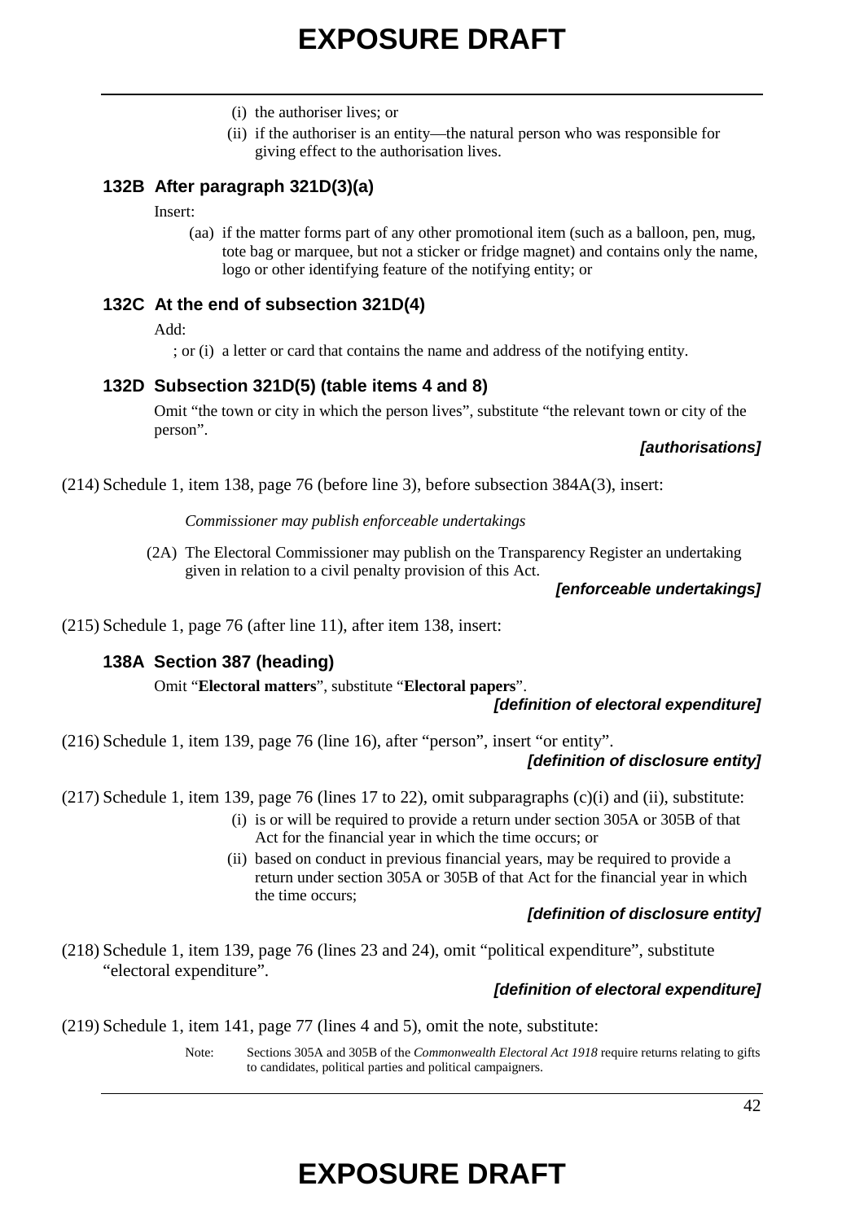(i) the authoriser lives; or

(ii) if the authoriser is an entity—the natural person who was responsible for giving effect to the authorisation lives.

### 132B  After paragraph 321D(3)(a)

Insert:

(aa) if the matter forms part of any other promotional item (such as a balloon, pen, mug, tote bag or marquee, but not a sticker or fridge magnet) and contains only the name, logo or other identifying feature of the notifying entity; or

### 132C  At the end of subsection 321D(4)

Add:

; or (i) a letter or card that contains the name and address of the notifying entity.

### 132D  Subsection 321D(5) (table items 4 and 8)

Omit "the town or city in which the person lives", substitute "the relevant town or city of the person".

***[authorisations]***

(214) Schedule 1, item 138, page 76 (before line 3), before subsection 384A(3), insert:

*Commissioner may publish enforceable undertakings*

(2A) The Electoral Commissioner may publish on the Transparency Register an undertaking given in relation to a civil penalty provision of this Act.

***[enforceable undertakings]***

(215) Schedule 1, page 76 (after line 11), after item 138, insert:

### 138A  Section 387 (heading)

Omit "**Electoral matters**", substitute "**Electoral papers**".

***[definition of electoral expenditure]***

(216) Schedule 1, item 139, page 76 (line 16), after "person", insert "or entity".

***[definition of disclosure entity]***

(217) Schedule 1, item 139, page 76 (lines 17 to 22), omit subparagraphs (c)(i) and (ii), substitute:

(i) is or will be required to provide a return under section 305A or 305B of that Act for the financial year in which the time occurs; or

(ii) based on conduct in previous financial years, may be required to provide a return under section 305A or 305B of that Act for the financial year in which the time occurs;

***[definition of disclosure entity]***

(218) Schedule 1, item 139, page 76 (lines 23 and 24), omit "political expenditure", substitute "electoral expenditure".

***[definition of electoral expenditure]***

(219) Schedule 1, item 141, page 77 (lines 4 and 5), omit the note, substitute:

Note: Sections 305A and 305B of the *Commonwealth Electoral Act 1918* require returns relating to gifts to candidates, political parties and political campaigners.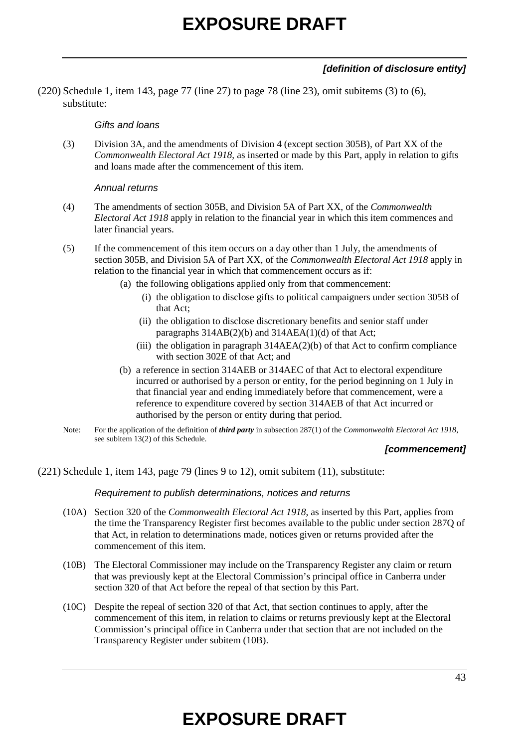***[definition of disclosure entity]***

(220) Schedule 1, item 143, page 77 (line 27) to page 78 (line 23), omit subitems (3) to (6), substitute:

*Gifts and loans*

(3) Division 3A, and the amendments of Division 4 (except section 305B), of Part XX of the *Commonwealth Electoral Act 1918*, as inserted or made by this Part, apply in relation to gifts and loans made after the commencement of this item.

*Annual returns*

(4) The amendments of section 305B, and Division 5A of Part XX, of the *Commonwealth Electoral Act 1918* apply in relation to the financial year in which this item commences and later financial years.

(5) If the commencement of this item occurs on a day other than 1 July, the amendments of section 305B, and Division 5A of Part XX, of the *Commonwealth Electoral Act 1918* apply in relation to the financial year in which that commencement occurs as if:

- (a) the following obligations applied only from that commencement:
  - (i) the obligation to disclose gifts to political campaigners under section 305B of that Act;
  - (ii) the obligation to disclose discretionary benefits and senior staff under paragraphs 314AB(2)(b) and 314AEA(1)(d) of that Act;
  - (iii) the obligation in paragraph 314AEA(2)(b) of that Act to confirm compliance with section 302E of that Act; and
- (b) a reference in section 314AEB or 314AEC of that Act to electoral expenditure incurred or authorised by a person or entity, for the period beginning on 1 July in that financial year and ending immediately before that commencement, were a reference to expenditure covered by section 314AEB of that Act incurred or authorised by the person or entity during that period.

Note: For the application of the definition of ***third party*** in subsection 287(1) of the *Commonwealth Electoral Act 1918*, see subitem 13(2) of this Schedule.

***[commencement]***

(221) Schedule 1, item 143, page 79 (lines 9 to 12), omit subitem (11), substitute:

*Requirement to publish determinations, notices and returns*

(10A) Section 320 of the *Commonwealth Electoral Act 1918*, as inserted by this Part, applies from the time the Transparency Register first becomes available to the public under section 287Q of that Act, in relation to determinations made, notices given or returns provided after the commencement of this item.

(10B) The Electoral Commissioner may include on the Transparency Register any claim or return that was previously kept at the Electoral Commission's principal office in Canberra under section 320 of that Act before the repeal of that section by this Part.

(10C) Despite the repeal of section 320 of that Act, that section continues to apply, after the commencement of this item, in relation to claims or returns previously kept at the Electoral Commission's principal office in Canberra under that section that are not included on the Transparency Register under subitem (10B).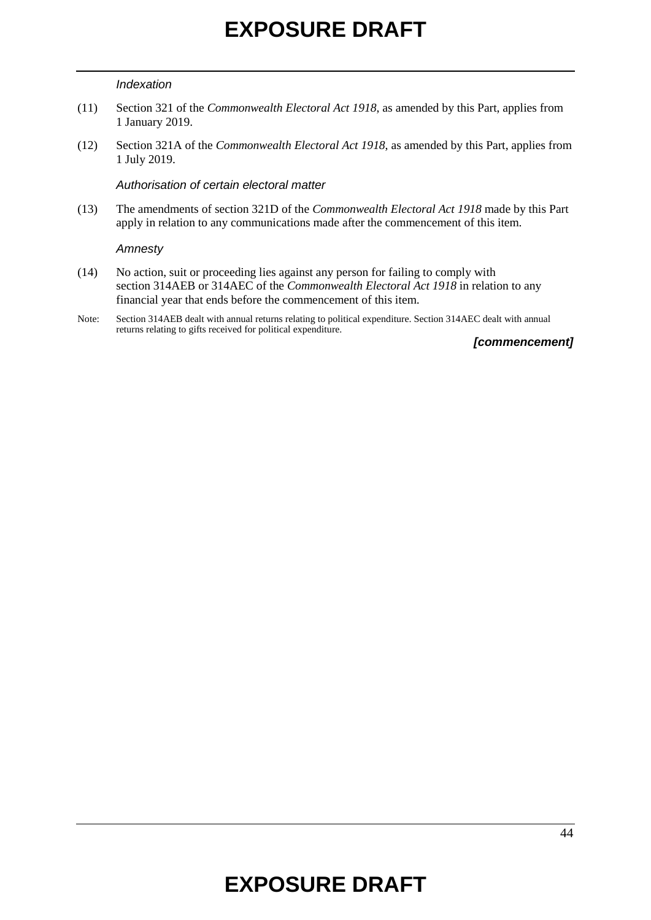*Indexation*

(11) Section 321 of the *Commonwealth Electoral Act 1918*, as amended by this Part, applies from 1 January 2019.

(12) Section 321A of the *Commonwealth Electoral Act 1918*, as amended by this Part, applies from 1 July 2019.

*Authorisation of certain electoral matter*

(13) The amendments of section 321D of the *Commonwealth Electoral Act 1918* made by this Part apply in relation to any communications made after the commencement of this item.

*Amnesty*

(14) No action, suit or proceeding lies against any person for failing to comply with section 314AEB or 314AEC of the *Commonwealth Electoral Act 1918* in relation to any financial year that ends before the commencement of this item.

Note: Section 314AEB dealt with annual returns relating to political expenditure. Section 314AEC dealt with annual returns relating to gifts received for political expenditure.

***[commencement]***